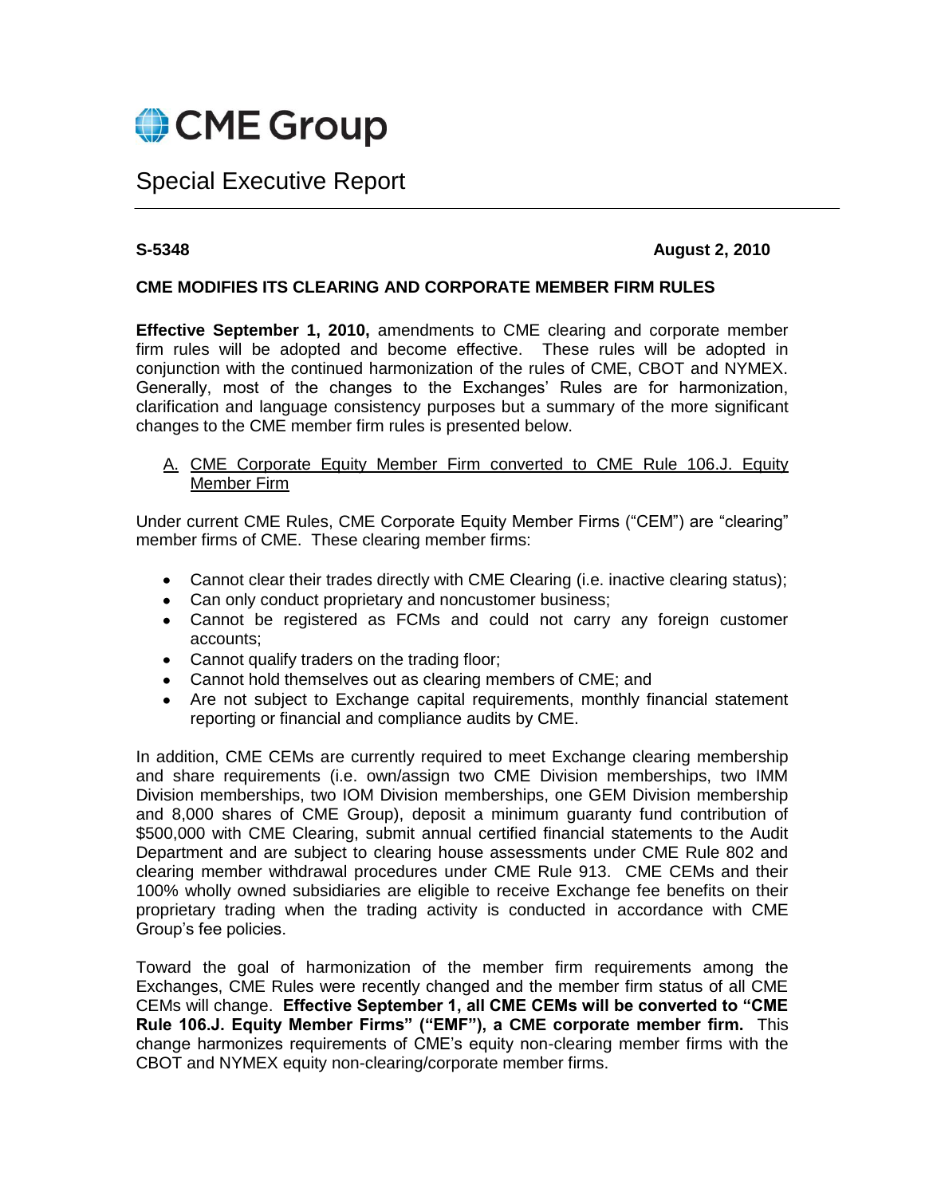CME Group

# Special Executive Report

**S-5348** **August 2, 2010**

**CME MODIFIES ITS CLEARING AND CORPORATE MEMBER FIRM RULES**

**Effective September 1, 2010,** amendments to CME clearing and corporate member firm rules will be adopted and become effective. These rules will be adopted in conjunction with the continued harmonization of the rules of CME, CBOT and NYMEX. Generally, most of the changes to the Exchanges' Rules are for harmonization, clarification and language consistency purposes but a summary of the more significant changes to the CME member firm rules is presented below.

A. CME Corporate Equity Member Firm converted to CME Rule 106.J. Equity Member Firm

Under current CME Rules, CME Corporate Equity Member Firms ("CEM") are "clearing" member firms of CME. These clearing member firms:

- Cannot clear their trades directly with CME Clearing (i.e. inactive clearing status);
- Can only conduct proprietary and noncustomer business;
- Cannot be registered as FCMs and could not carry any foreign customer accounts;
- Cannot qualify traders on the trading floor;
- Cannot hold themselves out as clearing members of CME; and
- Are not subject to Exchange capital requirements, monthly financial statement reporting or financial and compliance audits by CME.

In addition, CME CEMs are currently required to meet Exchange clearing membership and share requirements (i.e. own/assign two CME Division memberships, two IMM Division memberships, two IOM Division memberships, one GEM Division membership and 8,000 shares of CME Group), deposit a minimum guaranty fund contribution of $500,000 with CME Clearing, submit annual certified financial statements to the Audit Department and are subject to clearing house assessments under CME Rule 802 and clearing member withdrawal procedures under CME Rule 913. CME CEMs and their 100% wholly owned subsidiaries are eligible to receive Exchange fee benefits on their proprietary trading when the trading activity is conducted in accordance with CME Group's fee policies.

Toward the goal of harmonization of the member firm requirements among the Exchanges, CME Rules were recently changed and the member firm status of all CME CEMs will change. **Effective September 1, all CME CEMs will be converted to "CME Rule 106.J. Equity Member Firms" ("EMF"), a CME corporate member firm.** This change harmonizes requirements of CME's equity non-clearing member firms with the CBOT and NYMEX equity non-clearing/corporate member firms.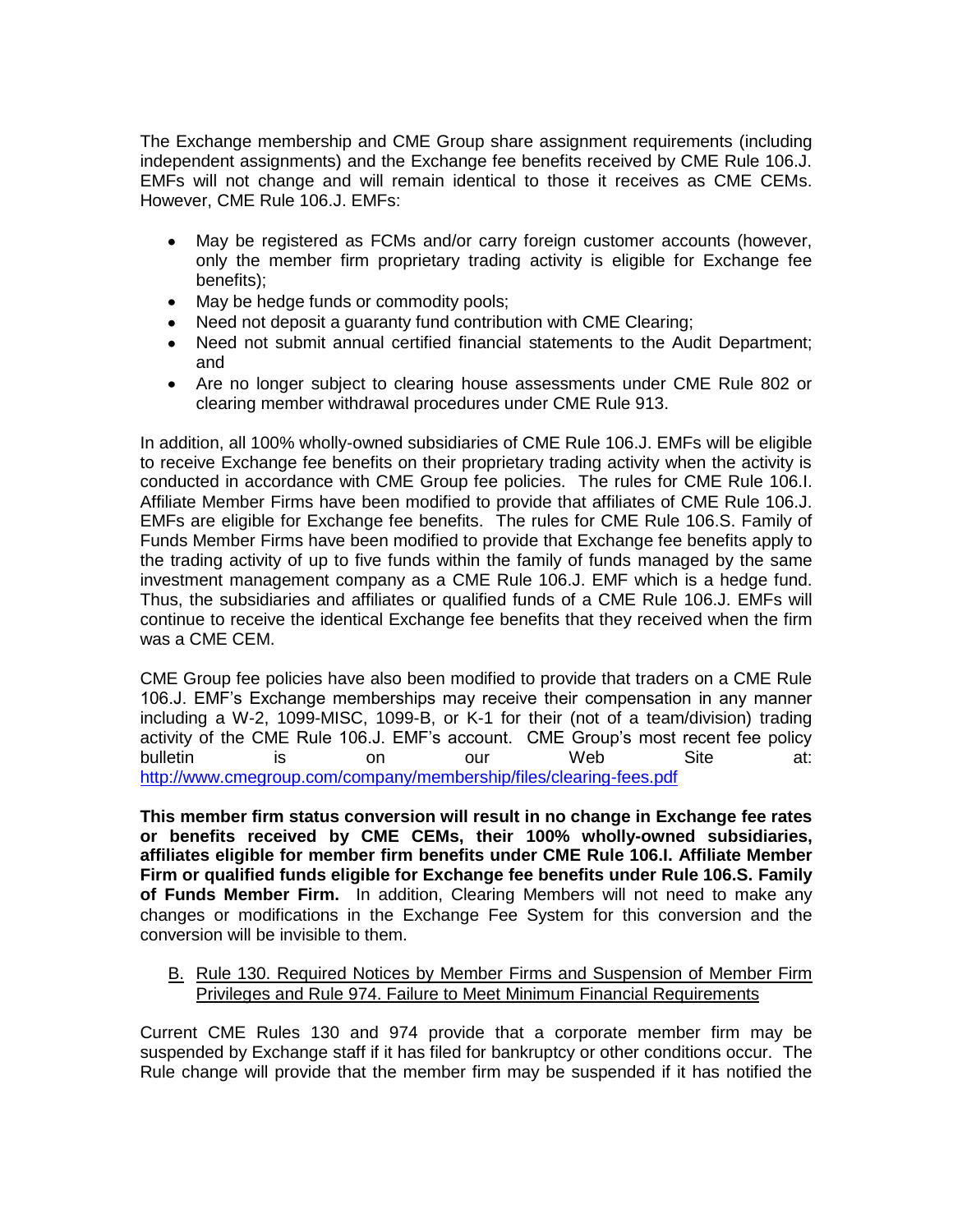The Exchange membership and CME Group share assignment requirements (including independent assignments) and the Exchange fee benefits received by CME Rule 106.J. EMFs will not change and will remain identical to those it receives as CME CEMs. However, CME Rule 106.J. EMFs:

- May be registered as FCMs and/or carry foreign customer accounts (however, only the member firm proprietary trading activity is eligible for Exchange fee benefits);
- May be hedge funds or commodity pools;
- Need not deposit a guaranty fund contribution with CME Clearing;
- Need not submit annual certified financial statements to the Audit Department; and
- Are no longer subject to clearing house assessments under CME Rule 802 or clearing member withdrawal procedures under CME Rule 913.

In addition, all 100% wholly-owned subsidiaries of CME Rule 106.J. EMFs will be eligible to receive Exchange fee benefits on their proprietary trading activity when the activity is conducted in accordance with CME Group fee policies. The rules for CME Rule 106.I. Affiliate Member Firms have been modified to provide that affiliates of CME Rule 106.J. EMFs are eligible for Exchange fee benefits. The rules for CME Rule 106.S. Family of Funds Member Firms have been modified to provide that Exchange fee benefits apply to the trading activity of up to five funds within the family of funds managed by the same investment management company as a CME Rule 106.J. EMF which is a hedge fund. Thus, the subsidiaries and affiliates or qualified funds of a CME Rule 106.J. EMFs will continue to receive the identical Exchange fee benefits that they received when the firm was a CME CEM.

CME Group fee policies have also been modified to provide that traders on a CME Rule 106.J. EMF's Exchange memberships may receive their compensation in any manner including a W-2, 1099-MISC, 1099-B, or K-1 for their (not of a team/division) trading activity of the CME Rule 106.J. EMF's account. CME Group's most recent fee policy bulletin is on our Web Site at: http://www.cmegroup.com/company/membership/files/clearing-fees.pdf

**This member firm status conversion will result in no change in Exchange fee rates or benefits received by CME CEMs, their 100% wholly-owned subsidiaries, affiliates eligible for member firm benefits under CME Rule 106.I. Affiliate Member Firm or qualified funds eligible for Exchange fee benefits under Rule 106.S. Family of Funds Member Firm.** In addition, Clearing Members will not need to make any changes or modifications in the Exchange Fee System for this conversion and the conversion will be invisible to them.

B. Rule 130. Required Notices by Member Firms and Suspension of Member Firm Privileges and Rule 974. Failure to Meet Minimum Financial Requirements

Current CME Rules 130 and 974 provide that a corporate member firm may be suspended by Exchange staff if it has filed for bankruptcy or other conditions occur. The Rule change will provide that the member firm may be suspended if it has notified the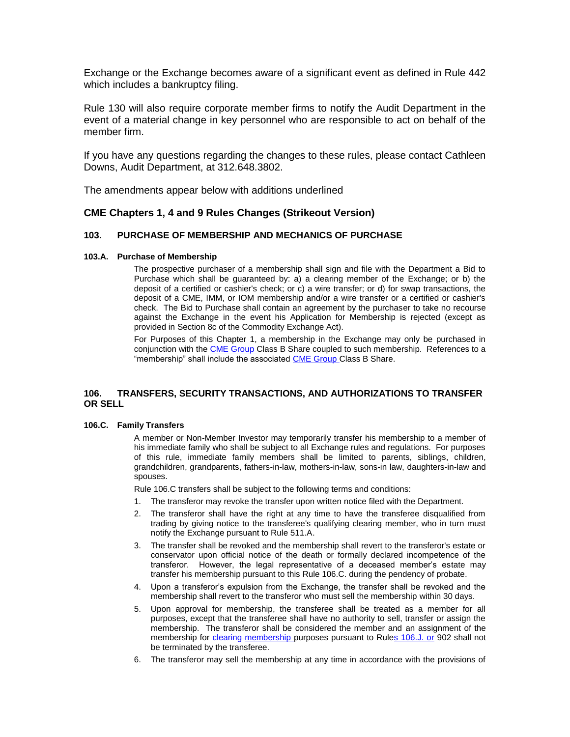Exchange or the Exchange becomes aware of a significant event as defined in Rule 442 which includes a bankruptcy filing.

Rule 130 will also require corporate member firms to notify the Audit Department in the event of a material change in key personnel who are responsible to act on behalf of the member firm.

If you have any questions regarding the changes to these rules, please contact Cathleen Downs, Audit Department, at 312.648.3802.

The amendments appear below with additions underlined

### CME Chapters 1, 4 and 9 Rules Changes (Strikeout Version)

#### 103. PURCHASE OF MEMBERSHIP AND MECHANICS OF PURCHASE

##### 103.A. Purchase of Membership

The prospective purchaser of a membership shall sign and file with the Department a Bid to Purchase which shall be guaranteed by: a) a clearing member of the Exchange; or b) the deposit of a certified or cashier's check; or c) a wire transfer; or d) for swap transactions, the deposit of a CME, IMM, or IOM membership and/or a wire transfer or a certified or cashier's check. The Bid to Purchase shall contain an agreement by the purchaser to take no recourse against the Exchange in the event his Application for Membership is rejected (except as provided in Section 8c of the Commodity Exchange Act).

For Purposes of this Chapter 1, a membership in the Exchange may only be purchased in conjunction with the CME Group Class B Share coupled to such membership. References to a "membership" shall include the associated CME Group Class B Share.

#### 106. TRANSFERS, SECURITY TRANSACTIONS, AND AUTHORIZATIONS TO TRANSFER OR SELL

##### 106.C. Family Transfers

A member or Non-Member Investor may temporarily transfer his membership to a member of his immediate family who shall be subject to all Exchange rules and regulations. For purposes of this rule, immediate family members shall be limited to parents, siblings, children, grandchildren, grandparents, fathers-in-law, mothers-in-law, sons-in law, daughters-in-law and spouses.

Rule 106.C transfers shall be subject to the following terms and conditions:

1. The transferor may revoke the transfer upon written notice filed with the Department.
2. The transferor shall have the right at any time to have the transferee disqualified from trading by giving notice to the transferee's qualifying clearing member, who in turn must notify the Exchange pursuant to Rule 511.A.
3. The transfer shall be revoked and the membership shall revert to the transferor's estate or conservator upon official notice of the death or formally declared incompetence of the transferor. However, the legal representative of a deceased member's estate may transfer his membership pursuant to this Rule 106.C. during the pendency of probate.
4. Upon a transferor's expulsion from the Exchange, the transfer shall be revoked and the membership shall revert to the transferor who must sell the membership within 30 days.
5. Upon approval for membership, the transferee shall be treated as a member for all purposes, except that the transferee shall have no authority to sell, transfer or assign the membership. The transferor shall be considered the member and an assignment of the membership for ~~clearing~~ membership purposes pursuant to Rules 106.J. or 902 shall not be terminated by the transferee.
6. The transferor may sell the membership at any time in accordance with the provisions of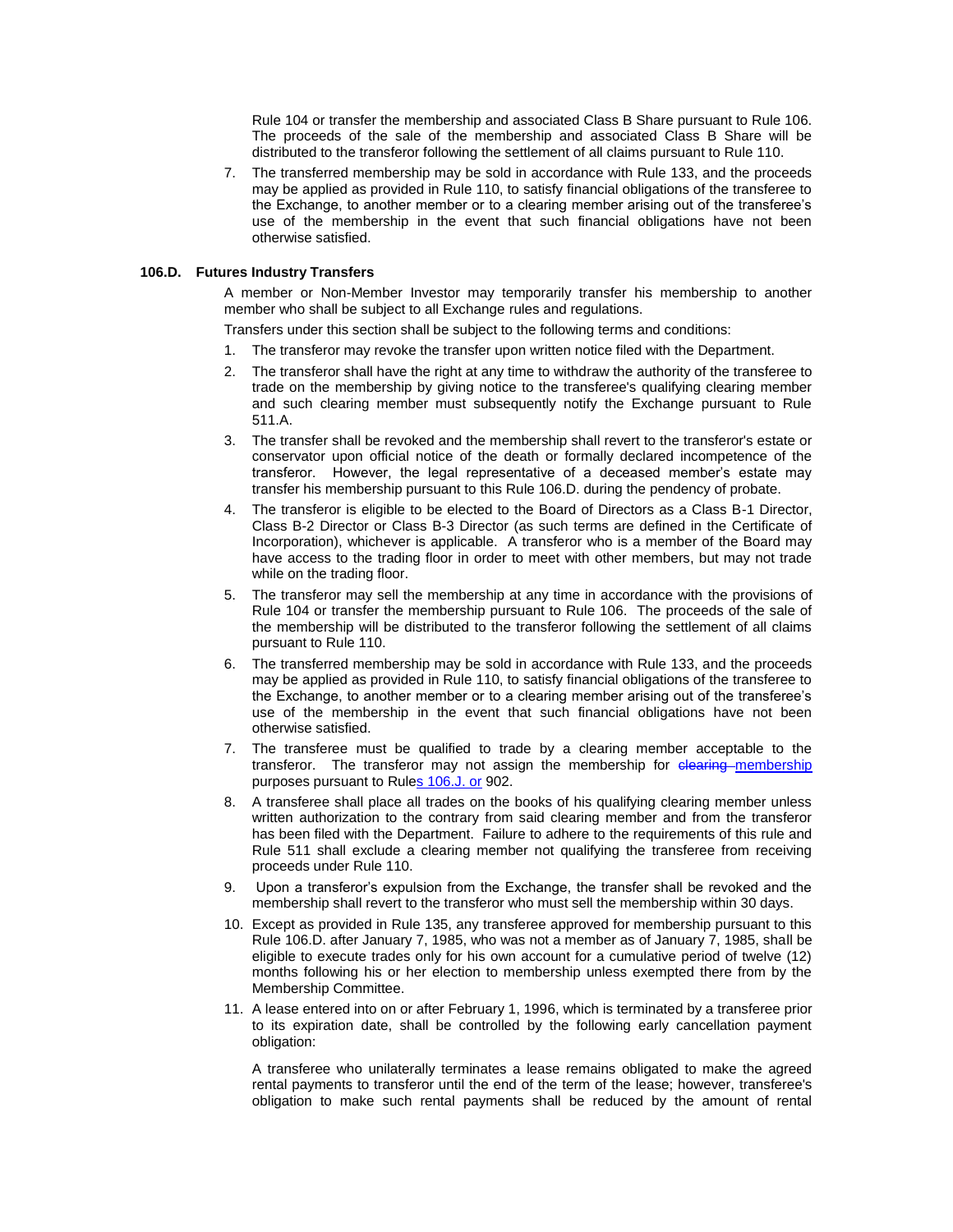Rule 104 or transfer the membership and associated Class B Share pursuant to Rule 106. The proceeds of the sale of the membership and associated Class B Share will be distributed to the transferor following the settlement of all claims pursuant to Rule 110.

7. The transferred membership may be sold in accordance with Rule 133, and the proceeds may be applied as provided in Rule 110, to satisfy financial obligations of the transferee to the Exchange, to another member or to a clearing member arising out of the transferee's use of the membership in the event that such financial obligations have not been otherwise satisfied.

**106.D. Futures Industry Transfers**

A member or Non-Member Investor may temporarily transfer his membership to another member who shall be subject to all Exchange rules and regulations.

Transfers under this section shall be subject to the following terms and conditions:

1. The transferor may revoke the transfer upon written notice filed with the Department.
2. The transferor shall have the right at any time to withdraw the authority of the transferee to trade on the membership by giving notice to the transferee's qualifying clearing member and such clearing member must subsequently notify the Exchange pursuant to Rule 511.A.
3. The transfer shall be revoked and the membership shall revert to the transferor's estate or conservator upon official notice of the death or formally declared incompetence of the transferor. However, the legal representative of a deceased member's estate may transfer his membership pursuant to this Rule 106.D. during the pendency of probate.
4. The transferor is eligible to be elected to the Board of Directors as a Class B-1 Director, Class B-2 Director or Class B-3 Director (as such terms are defined in the Certificate of Incorporation), whichever is applicable. A transferor who is a member of the Board may have access to the trading floor in order to meet with other members, but may not trade while on the trading floor.
5. The transferor may sell the membership at any time in accordance with the provisions of Rule 104 or transfer the membership pursuant to Rule 106. The proceeds of the sale of the membership will be distributed to the transferor following the settlement of all claims pursuant to Rule 110.
6. The transferred membership may be sold in accordance with Rule 133, and the proceeds may be applied as provided in Rule 110, to satisfy financial obligations of the transferee to the Exchange, to another member or to a clearing member arising out of the transferee's use of the membership in the event that such financial obligations have not been otherwise satisfied.
7. The transferee must be qualified to trade by a clearing member acceptable to the transferor. The transferor may not assign the membership for ~~clearing~~ membership purposes pursuant to Rules 106.J. or 902.
8. A transferee shall place all trades on the books of his qualifying clearing member unless written authorization to the contrary from said clearing member and from the transferor has been filed with the Department. Failure to adhere to the requirements of this rule and Rule 511 shall exclude a clearing member not qualifying the transferee from receiving proceeds under Rule 110.
9. Upon a transferor's expulsion from the Exchange, the transfer shall be revoked and the membership shall revert to the transferor who must sell the membership within 30 days.
10. Except as provided in Rule 135, any transferee approved for membership pursuant to this Rule 106.D. after January 7, 1985, who was not a member as of January 7, 1985, shall be eligible to execute trades only for his own account for a cumulative period of twelve (12) months following his or her election to membership unless exempted there from by the Membership Committee.
11. A lease entered into on or after February 1, 1996, which is terminated by a transferee prior to its expiration date, shall be controlled by the following early cancellation payment obligation:

    A transferee who unilaterally terminates a lease remains obligated to make the agreed rental payments to transferor until the end of the term of the lease; however, transferee's obligation to make such rental payments shall be reduced by the amount of rental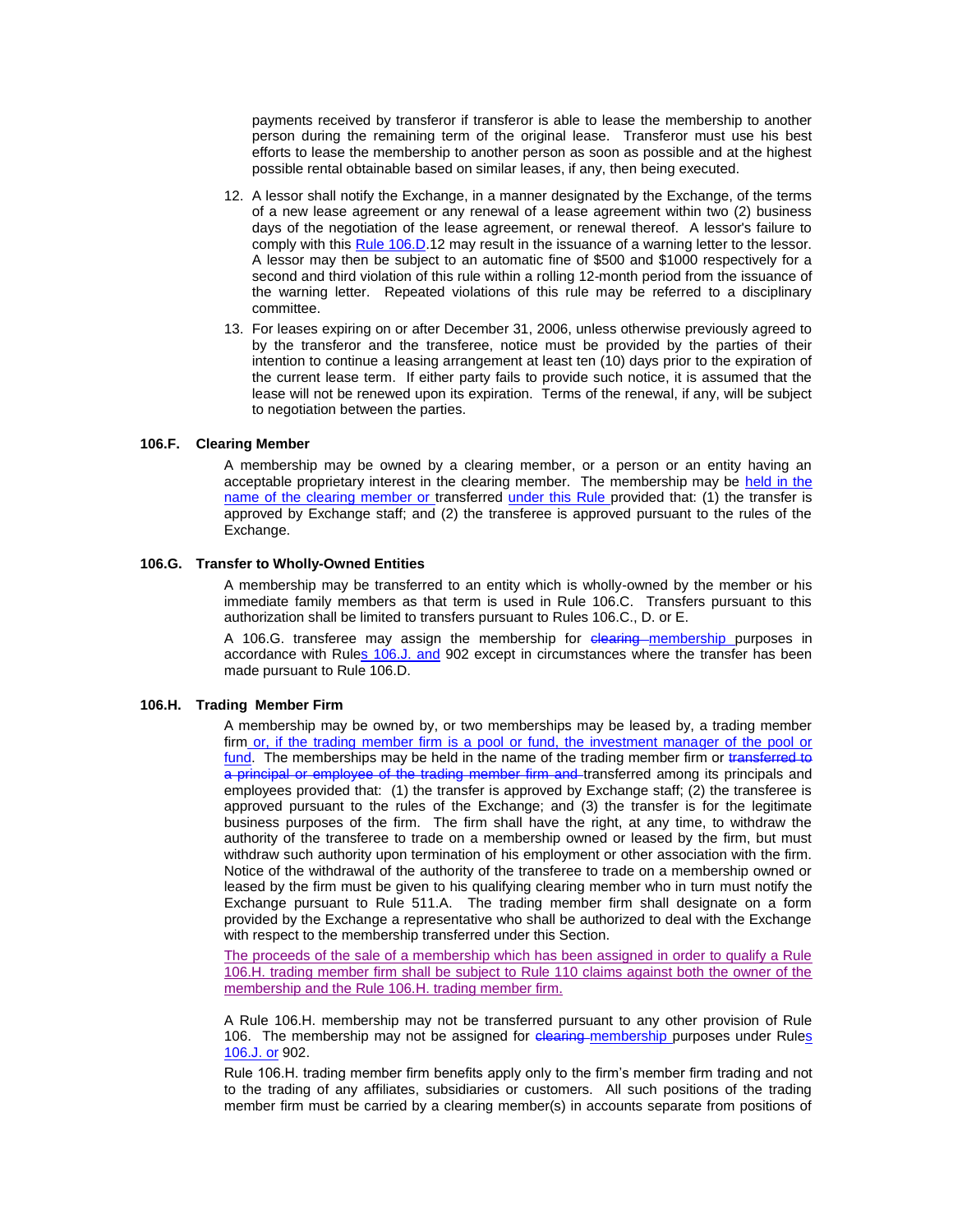payments received by transferor if transferor is able to lease the membership to another person during the remaining term of the original lease. Transferor must use his best efforts to lease the membership to another person as soon as possible and at the highest possible rental obtainable based on similar leases, if any, then being executed.

12. A lessor shall notify the Exchange, in a manner designated by the Exchange, of the terms of a new lease agreement or any renewal of a lease agreement within two (2) business days of the negotiation of the lease agreement, or renewal thereof. A lessor's failure to comply with this Rule 106.D.12 may result in the issuance of a warning letter to the lessor. A lessor may then be subject to an automatic fine of $500 and $1000 respectively for a second and third violation of this rule within a rolling 12-month period from the issuance of the warning letter. Repeated violations of this rule may be referred to a disciplinary committee.

13. For leases expiring on or after December 31, 2006, unless otherwise previously agreed to by the transferor and the transferee, notice must be provided by the parties of their intention to continue a leasing arrangement at least ten (10) days prior to the expiration of the current lease term. If either party fails to provide such notice, it is assumed that the lease will not be renewed upon its expiration. Terms of the renewal, if any, will be subject to negotiation between the parties.

### 106.F. Clearing Member

A membership may be owned by a clearing member, or a person or an entity having an acceptable proprietary interest in the clearing member. The membership may be held in the name of the clearing member or transferred under this Rule provided that: (1) the transfer is approved by Exchange staff; and (2) the transferee is approved pursuant to the rules of the Exchange.

### 106.G. Transfer to Wholly-Owned Entities

A membership may be transferred to an entity which is wholly-owned by the member or his immediate family members as that term is used in Rule 106.C. Transfers pursuant to this authorization shall be limited to transfers pursuant to Rules 106.C., D. or E.

A 106.G. transferee may assign the membership for ~~clearing~~ membership purposes in accordance with Rules 106.J. and 902 except in circumstances where the transfer has been made pursuant to Rule 106.D.

### 106.H. Trading Member Firm

A membership may be owned by, or two memberships may be leased by, a trading member firm or, if the trading member firm is a pool or fund, the investment manager of the pool or fund. The memberships may be held in the name of the trading member firm or ~~transferred to a principal or employee of the trading member firm and~~ transferred among its principals and employees provided that: (1) the transfer is approved by Exchange staff; (2) the transferee is approved pursuant to the rules of the Exchange; and (3) the transfer is for the legitimate business purposes of the firm. The firm shall have the right, at any time, to withdraw the authority of the transferee to trade on a membership owned or leased by the firm, but must withdraw such authority upon termination of his employment or other association with the firm. Notice of the withdrawal of the authority of the transferee to trade on a membership owned or leased by the firm must be given to his qualifying clearing member who in turn must notify the Exchange pursuant to Rule 511.A. The trading member firm shall designate on a form provided by the Exchange a representative who shall be authorized to deal with the Exchange with respect to the membership transferred under this Section.

The proceeds of the sale of a membership which has been assigned in order to qualify a Rule 106.H. trading member firm shall be subject to Rule 110 claims against both the owner of the membership and the Rule 106.H. trading member firm.

A Rule 106.H. membership may not be transferred pursuant to any other provision of Rule 106. The membership may not be assigned for ~~clearing~~ membership purposes under Rules 106.J. or 902.

Rule 106.H. trading member firm benefits apply only to the firm's member firm trading and not to the trading of any affiliates, subsidiaries or customers. All such positions of the trading member firm must be carried by a clearing member(s) in accounts separate from positions of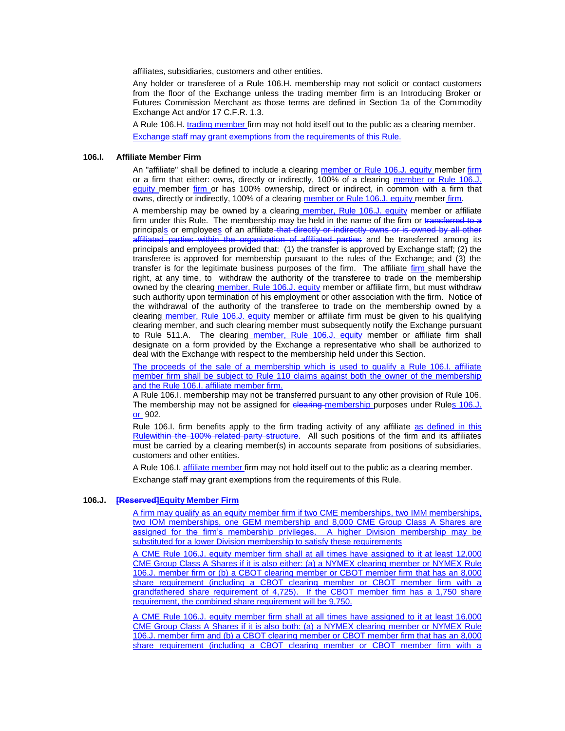affiliates, subsidiaries, customers and other entities.

Any holder or transferee of a Rule 106.H. membership may not solicit or contact customers from the floor of the Exchange unless the trading member firm is an Introducing Broker or Futures Commission Merchant as those terms are defined in Section 1a of the Commodity Exchange Act and/or 17 C.F.R. 1.3.

A Rule 106.H. trading member firm may not hold itself out to the public as a clearing member.

Exchange staff may grant exemptions from the requirements of this Rule.

**106.I. Affiliate Member Firm**

An "affiliate" shall be defined to include a clearing member or Rule 106.J. equity member firm or a firm that either: owns, directly or indirectly, 100% of a clearing member or Rule 106.J. equity member firm or has 100% ownership, direct or indirect, in common with a firm that owns, directly or indirectly, 100% of a clearing member or Rule 106.J. equity member firm.

A membership may be owned by a clearing member, Rule 106.J. equity member or affiliate firm under this Rule. The membership may be held in the name of the firm or ~~transferred to a~~ principals or employees of an affiliate ~~that directly or indirectly owns or is owned by all other affiliated parties within the organization of affiliated parties~~ and be transferred among its principals and employees provided that: (1) the transfer is approved by Exchange staff; (2) the transferee is approved for membership pursuant to the rules of the Exchange; and (3) the transfer is for the legitimate business purposes of the firm. The affiliate firm shall have the right, at any time, to withdraw the authority of the transferee to trade on the membership owned by the clearing member, Rule 106.J. equity member or affiliate firm, but must withdraw such authority upon termination of his employment or other association with the firm. Notice of the withdrawal of the authority of the transferee to trade on the membership owned by a clearing member, Rule 106.J. equity member or affiliate firm must be given to his qualifying clearing member, and such clearing member must subsequently notify the Exchange pursuant to Rule 511.A. The clearing member, Rule 106.J. equity member or affiliate firm shall designate on a form provided by the Exchange a representative who shall be authorized to deal with the Exchange with respect to the membership held under this Section.

The proceeds of the sale of a membership which is used to qualify a Rule 106.I. affiliate member firm shall be subject to Rule 110 claims against both the owner of the membership and the Rule 106.I. affiliate member firm.

A Rule 106.I. membership may not be transferred pursuant to any other provision of Rule 106. The membership may not be assigned for ~~clearing~~ membership purposes under Rules 106.J. or 902.

Rule 106.I. firm benefits apply to the firm trading activity of any affiliate as defined in this Rule ~~within the 100% related party structure~~. All such positions of the firm and its affiliates must be carried by a clearing member(s) in accounts separate from positions of subsidiaries, customers and other entities.

A Rule 106.I. affiliate member firm may not hold itself out to the public as a clearing member.

Exchange staff may grant exemptions from the requirements of this Rule.

**106.J. ~~[Reserved]~~ Equity Member Firm**

A firm may qualify as an equity member firm if two CME memberships, two IMM memberships, two IOM memberships, one GEM membership and 8,000 CME Group Class A Shares are assigned for the firm's membership privileges. A higher Division membership may be substituted for a lower Division membership to satisfy these requirements

A CME Rule 106.J. equity member firm shall at all times have assigned to it at least 12,000 CME Group Class A Shares if it is also either: (a) a NYMEX clearing member or NYMEX Rule 106.J. member firm or (b) a CBOT clearing member or CBOT member firm that has an 8,000 share requirement (including a CBOT clearing member or CBOT member firm with a grandfathered share requirement of 4,725). If the CBOT member firm has a 1,750 share requirement, the combined share requirement will be 9,750.

A CME Rule 106.J. equity member firm shall at all times have assigned to it at least 16,000 CME Group Class A Shares if it is also both: (a) a NYMEX clearing member or NYMEX Rule 106.J. member firm and (b) a CBOT clearing member or CBOT member firm that has an 8,000 share requirement (including a CBOT clearing member or CBOT member firm with a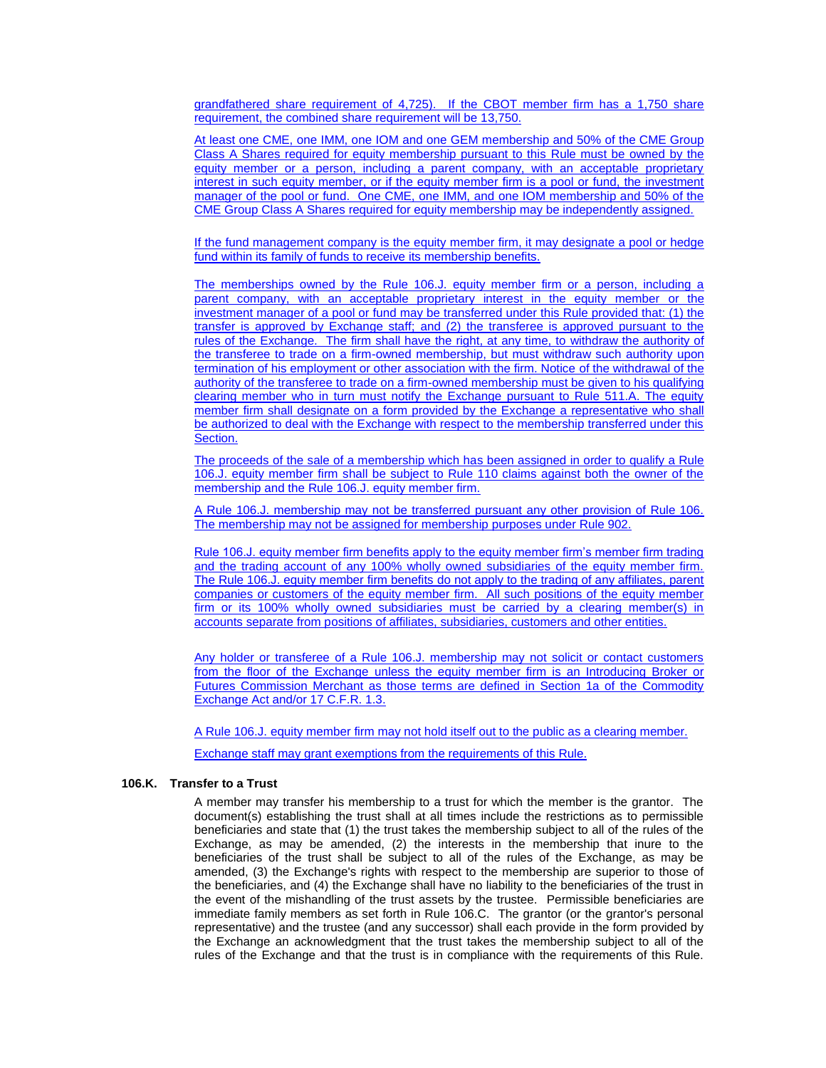grandfathered share requirement of 4,725). If the CBOT member firm has a 1,750 share requirement, the combined share requirement will be 13,750.

At least one CME, one IMM, one IOM and one GEM membership and 50% of the CME Group Class A Shares required for equity membership pursuant to this Rule must be owned by the equity member or a person, including a parent company, with an acceptable proprietary interest in such equity member, or if the equity member firm is a pool or fund, the investment manager of the pool or fund. One CME, one IMM, and one IOM membership and 50% of the CME Group Class A Shares required for equity membership may be independently assigned.

If the fund management company is the equity member firm, it may designate a pool or hedge fund within its family of funds to receive its membership benefits.

The memberships owned by the Rule 106.J. equity member firm or a person, including a parent company, with an acceptable proprietary interest in the equity member or the investment manager of a pool or fund may be transferred under this Rule provided that: (1) the transfer is approved by Exchange staff; and (2) the transferee is approved pursuant to the rules of the Exchange. The firm shall have the right, at any time, to withdraw the authority of the transferee to trade on a firm-owned membership, but must withdraw such authority upon termination of his employment or other association with the firm. Notice of the withdrawal of the authority of the transferee to trade on a firm-owned membership must be given to his qualifying clearing member who in turn must notify the Exchange pursuant to Rule 511.A. The equity member firm shall designate on a form provided by the Exchange a representative who shall be authorized to deal with the Exchange with respect to the membership transferred under this Section.

The proceeds of the sale of a membership which has been assigned in order to qualify a Rule 106.J. equity member firm shall be subject to Rule 110 claims against both the owner of the membership and the Rule 106.J. equity member firm.

A Rule 106.J. membership may not be transferred pursuant any other provision of Rule 106. The membership may not be assigned for membership purposes under Rule 902.

Rule 106.J. equity member firm benefits apply to the equity member firm's member firm trading and the trading account of any 100% wholly owned subsidiaries of the equity member firm. The Rule 106.J. equity member firm benefits do not apply to the trading of any affiliates, parent companies or customers of the equity member firm. All such positions of the equity member firm or its 100% wholly owned subsidiaries must be carried by a clearing member(s) in accounts separate from positions of affiliates, subsidiaries, customers and other entities.

Any holder or transferee of a Rule 106.J. membership may not solicit or contact customers from the floor of the Exchange unless the equity member firm is an Introducing Broker or Futures Commission Merchant as those terms are defined in Section 1a of the Commodity Exchange Act and/or 17 C.F.R. 1.3.

A Rule 106.J. equity member firm may not hold itself out to the public as a clearing member.

Exchange staff may grant exemptions from the requirements of this Rule.

**106.K. Transfer to a Trust**

A member may transfer his membership to a trust for which the member is the grantor. The document(s) establishing the trust shall at all times include the restrictions as to permissible beneficiaries and state that (1) the trust takes the membership subject to all of the rules of the Exchange, as may be amended, (2) the interests in the membership that inure to the beneficiaries of the trust shall be subject to all of the rules of the Exchange, as may be amended, (3) the Exchange's rights with respect to the membership are superior to those of the beneficiaries, and (4) the Exchange shall have no liability to the beneficiaries of the trust in the event of the mishandling of the trust assets by the trustee. Permissible beneficiaries are immediate family members as set forth in Rule 106.C. The grantor (or the grantor's personal representative) and the trustee (and any successor) shall each provide in the form provided by the Exchange an acknowledgment that the trust takes the membership subject to all of the rules of the Exchange and that the trust is in compliance with the requirements of this Rule.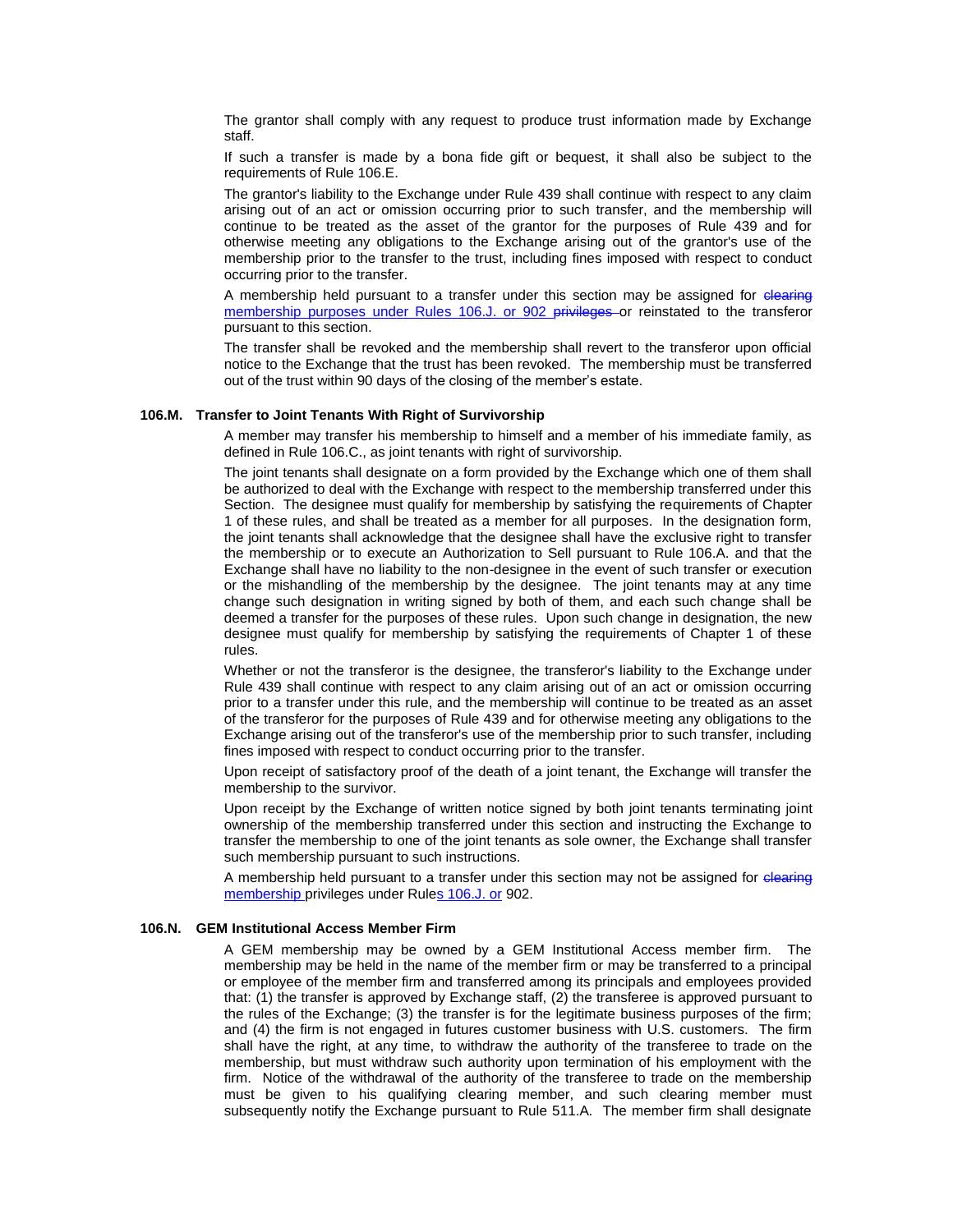The grantor shall comply with any request to produce trust information made by Exchange staff.

If such a transfer is made by a bona fide gift or bequest, it shall also be subject to the requirements of Rule 106.E.

The grantor's liability to the Exchange under Rule 439 shall continue with respect to any claim arising out of an act or omission occurring prior to such transfer, and the membership will continue to be treated as the asset of the grantor for the purposes of Rule 439 and for otherwise meeting any obligations to the Exchange arising out of the grantor's use of the membership prior to the transfer to the trust, including fines imposed with respect to conduct occurring prior to the transfer.

A membership held pursuant to a transfer under this section may be assigned for ~~clearing~~ membership purposes under Rules 106.J. or 902 ~~privileges~~ or reinstated to the transferor pursuant to this section.

The transfer shall be revoked and the membership shall revert to the transferor upon official notice to the Exchange that the trust has been revoked. The membership must be transferred out of the trust within 90 days of the closing of the member's estate.

### 106.M. Transfer to Joint Tenants With Right of Survivorship

A member may transfer his membership to himself and a member of his immediate family, as defined in Rule 106.C., as joint tenants with right of survivorship.

The joint tenants shall designate on a form provided by the Exchange which one of them shall be authorized to deal with the Exchange with respect to the membership transferred under this Section. The designee must qualify for membership by satisfying the requirements of Chapter 1 of these rules, and shall be treated as a member for all purposes. In the designation form, the joint tenants shall acknowledge that the designee shall have the exclusive right to transfer the membership or to execute an Authorization to Sell pursuant to Rule 106.A. and that the Exchange shall have no liability to the non-designee in the event of such transfer or execution or the mishandling of the membership by the designee. The joint tenants may at any time change such designation in writing signed by both of them, and each such change shall be deemed a transfer for the purposes of these rules. Upon such change in designation, the new designee must qualify for membership by satisfying the requirements of Chapter 1 of these rules.

Whether or not the transferor is the designee, the transferor's liability to the Exchange under Rule 439 shall continue with respect to any claim arising out of an act or omission occurring prior to a transfer under this rule, and the membership will continue to be treated as an asset of the transferor for the purposes of Rule 439 and for otherwise meeting any obligations to the Exchange arising out of the transferor's use of the membership prior to such transfer, including fines imposed with respect to conduct occurring prior to the transfer.

Upon receipt of satisfactory proof of the death of a joint tenant, the Exchange will transfer the membership to the survivor.

Upon receipt by the Exchange of written notice signed by both joint tenants terminating joint ownership of the membership transferred under this section and instructing the Exchange to transfer the membership to one of the joint tenants as sole owner, the Exchange shall transfer such membership pursuant to such instructions.

A membership held pursuant to a transfer under this section may not be assigned for ~~clearing~~ membership privileges under Rules 106.J. or 902.

### 106.N. GEM Institutional Access Member Firm

A GEM membership may be owned by a GEM Institutional Access member firm. The membership may be held in the name of the member firm or may be transferred to a principal or employee of the member firm and transferred among its principals and employees provided that: (1) the transfer is approved by Exchange staff, (2) the transferee is approved pursuant to the rules of the Exchange; (3) the transfer is for the legitimate business purposes of the firm; and (4) the firm is not engaged in futures customer business with U.S. customers. The firm shall have the right, at any time, to withdraw the authority of the transferee to trade on the membership, but must withdraw such authority upon termination of his employment with the firm. Notice of the withdrawal of the authority of the transferee to trade on the membership must be given to his qualifying clearing member, and such clearing member must subsequently notify the Exchange pursuant to Rule 511.A. The member firm shall designate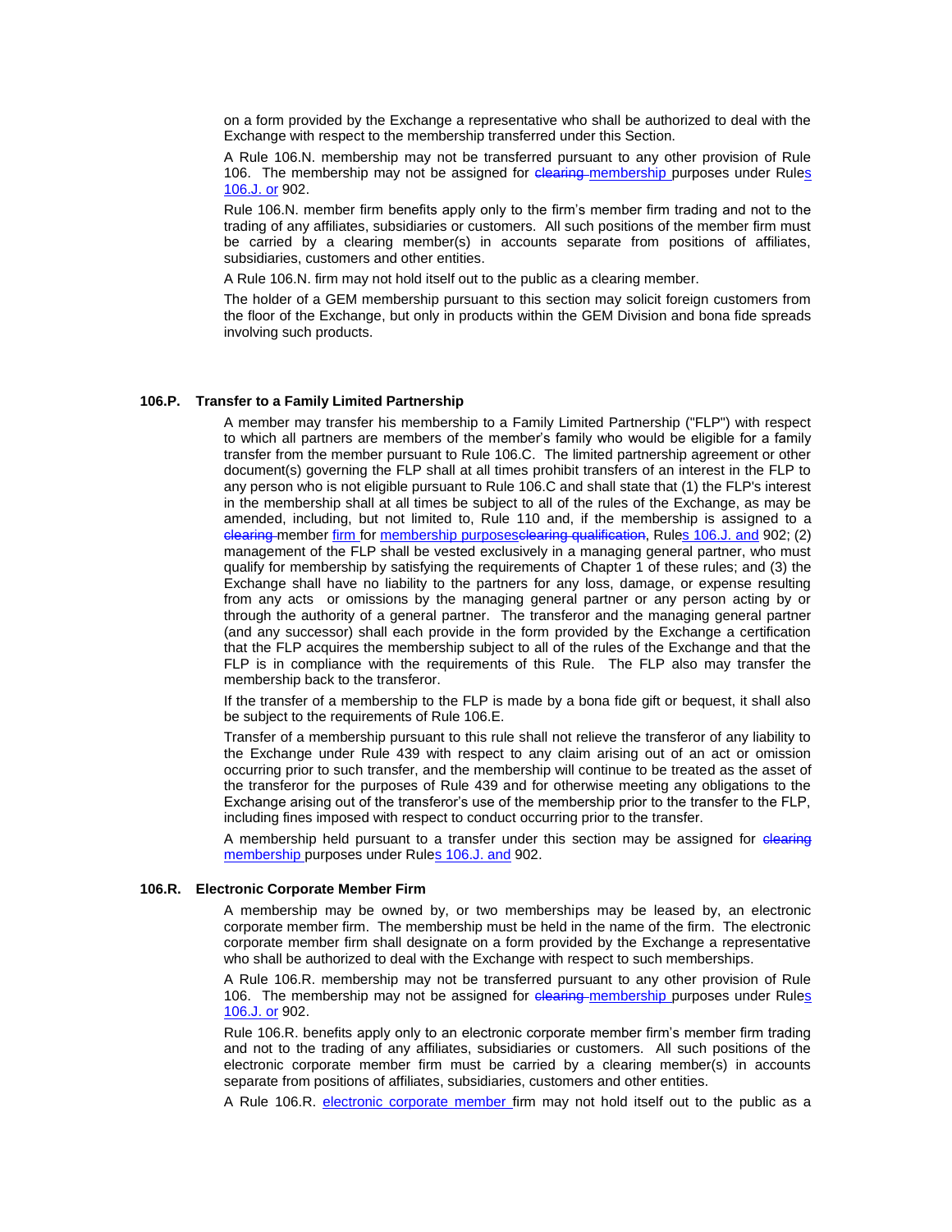on a form provided by the Exchange a representative who shall be authorized to deal with the Exchange with respect to the membership transferred under this Section.

A Rule 106.N. membership may not be transferred pursuant to any other provision of Rule 106. The membership may not be assigned for ~~clearing~~ membership purposes under Rules 106.J. or 902.

Rule 106.N. member firm benefits apply only to the firm's member firm trading and not to the trading of any affiliates, subsidiaries or customers. All such positions of the member firm must be carried by a clearing member(s) in accounts separate from positions of affiliates, subsidiaries, customers and other entities.

A Rule 106.N. firm may not hold itself out to the public as a clearing member.

The holder of a GEM membership pursuant to this section may solicit foreign customers from the floor of the Exchange, but only in products within the GEM Division and bona fide spreads involving such products.

### 106.P. Transfer to a Family Limited Partnership

A member may transfer his membership to a Family Limited Partnership ("FLP") with respect to which all partners are members of the member's family who would be eligible for a family transfer from the member pursuant to Rule 106.C. The limited partnership agreement or other document(s) governing the FLP shall at all times prohibit transfers of an interest in the FLP to any person who is not eligible pursuant to Rule 106.C and shall state that (1) the FLP's interest in the membership shall at all times be subject to all of the rules of the Exchange, as may be amended, including, but not limited to, Rule 110 and, if the membership is assigned to a ~~clearing~~ member firm for membership purposes~~clearing qualification~~, Rules 106.J. and 902; (2) management of the FLP shall be vested exclusively in a managing general partner, who must qualify for membership by satisfying the requirements of Chapter 1 of these rules; and (3) the Exchange shall have no liability to the partners for any loss, damage, or expense resulting from any acts or omissions by the managing general partner or any person acting by or through the authority of a general partner. The transferor and the managing general partner (and any successor) shall each provide in the form provided by the Exchange a certification that the FLP acquires the membership subject to all of the rules of the Exchange and that the FLP is in compliance with the requirements of this Rule. The FLP also may transfer the membership back to the transferor.

If the transfer of a membership to the FLP is made by a bona fide gift or bequest, it shall also be subject to the requirements of Rule 106.E.

Transfer of a membership pursuant to this rule shall not relieve the transferor of any liability to the Exchange under Rule 439 with respect to any claim arising out of an act or omission occurring prior to such transfer, and the membership will continue to be treated as the asset of the transferor for the purposes of Rule 439 and for otherwise meeting any obligations to the Exchange arising out of the transferor's use of the membership prior to the transfer to the FLP, including fines imposed with respect to conduct occurring prior to the transfer.

A membership held pursuant to a transfer under this section may be assigned for ~~clearing~~ membership purposes under Rules 106.J. and 902.

### 106.R. Electronic Corporate Member Firm

A membership may be owned by, or two memberships may be leased by, an electronic corporate member firm. The membership must be held in the name of the firm. The electronic corporate member firm shall designate on a form provided by the Exchange a representative who shall be authorized to deal with the Exchange with respect to such memberships.

A Rule 106.R. membership may not be transferred pursuant to any other provision of Rule 106. The membership may not be assigned for ~~clearing~~ membership purposes under Rules 106.J. or 902.

Rule 106.R. benefits apply only to an electronic corporate member firm's member firm trading and not to the trading of any affiliates, subsidiaries or customers. All such positions of the electronic corporate member firm must be carried by a clearing member(s) in accounts separate from positions of affiliates, subsidiaries, customers and other entities.

A Rule 106.R. electronic corporate member firm may not hold itself out to the public as a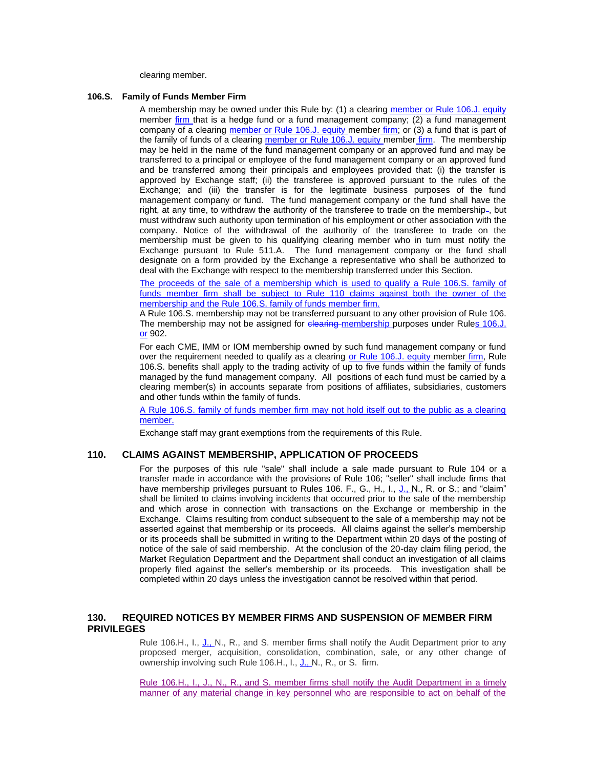clearing member.

### 106.S. Family of Funds Member Firm

A membership may be owned under this Rule by: (1) a clearing member or Rule 106.J. equity member firm that is a hedge fund or a fund management company; (2) a fund management company of a clearing member or Rule 106.J. equity member firm; or (3) a fund that is part of the family of funds of a clearing member or Rule 106.J. equity member firm. The membership may be held in the name of the fund management company or an approved fund and may be transferred to a principal or employee of the fund management company or an approved fund and be transferred among their principals and employees provided that: (i) the transfer is approved by Exchange staff; (ii) the transferee is approved pursuant to the rules of the Exchange; and (iii) the transfer is for the legitimate business purposes of the fund management company or fund. The fund management company or the fund shall have the right, at any time, to withdraw the authority of the transferee to trade on the membership, but must withdraw such authority upon termination of his employment or other association with the company. Notice of the withdrawal of the authority of the transferee to trade on the membership must be given to his qualifying clearing member who in turn must notify the Exchange pursuant to Rule 511.A. The fund management company or the fund shall designate on a form provided by the Exchange a representative who shall be authorized to deal with the Exchange with respect to the membership transferred under this Section.

The proceeds of the sale of a membership which is used to qualify a Rule 106.S. family of funds member firm shall be subject to Rule 110 claims against both the owner of the membership and the Rule 106.S. family of funds member firm.

A Rule 106.S. membership may not be transferred pursuant to any other provision of Rule 106. The membership may not be assigned for ~~clearing~~ membership purposes under Rules 106.J. or 902.

For each CME, IMM or IOM membership owned by such fund management company or fund over the requirement needed to qualify as a clearing or Rule 106.J. equity member firm, Rule 106.S. benefits shall apply to the trading activity of up to five funds within the family of funds managed by the fund management company. All positions of each fund must be carried by a clearing member(s) in accounts separate from positions of affiliates, subsidiaries, customers and other funds within the family of funds.

A Rule 106.S. family of funds member firm may not hold itself out to the public as a clearing member.

Exchange staff may grant exemptions from the requirements of this Rule.

## 110. CLAIMS AGAINST MEMBERSHIP, APPLICATION OF PROCEEDS

For the purposes of this rule "sale" shall include a sale made pursuant to Rule 104 or a transfer made in accordance with the provisions of Rule 106; "seller" shall include firms that have membership privileges pursuant to Rules 106. F., G., H., I., J., N., R. or S.; and "claim" shall be limited to claims involving incidents that occurred prior to the sale of the membership and which arose in connection with transactions on the Exchange or membership in the Exchange. Claims resulting from conduct subsequent to the sale of a membership may not be asserted against that membership or its proceeds. All claims against the seller's membership or its proceeds shall be submitted in writing to the Department within 20 days of the posting of notice of the sale of said membership. At the conclusion of the 20-day claim filing period, the Market Regulation Department and the Department shall conduct an investigation of all claims properly filed against the seller's membership or its proceeds. This investigation shall be completed within 20 days unless the investigation cannot be resolved within that period.

## 130. REQUIRED NOTICES BY MEMBER FIRMS AND SUSPENSION OF MEMBER FIRM PRIVILEGES

Rule 106.H., I., J., N., R., and S. member firms shall notify the Audit Department prior to any proposed merger, acquisition, consolidation, combination, sale, or any other change of ownership involving such Rule 106.H., I., J., N., R., or S. firm.

Rule 106.H., I., J., N., R., and S. member firms shall notify the Audit Department in a timely manner of any material change in key personnel who are responsible to act on behalf of the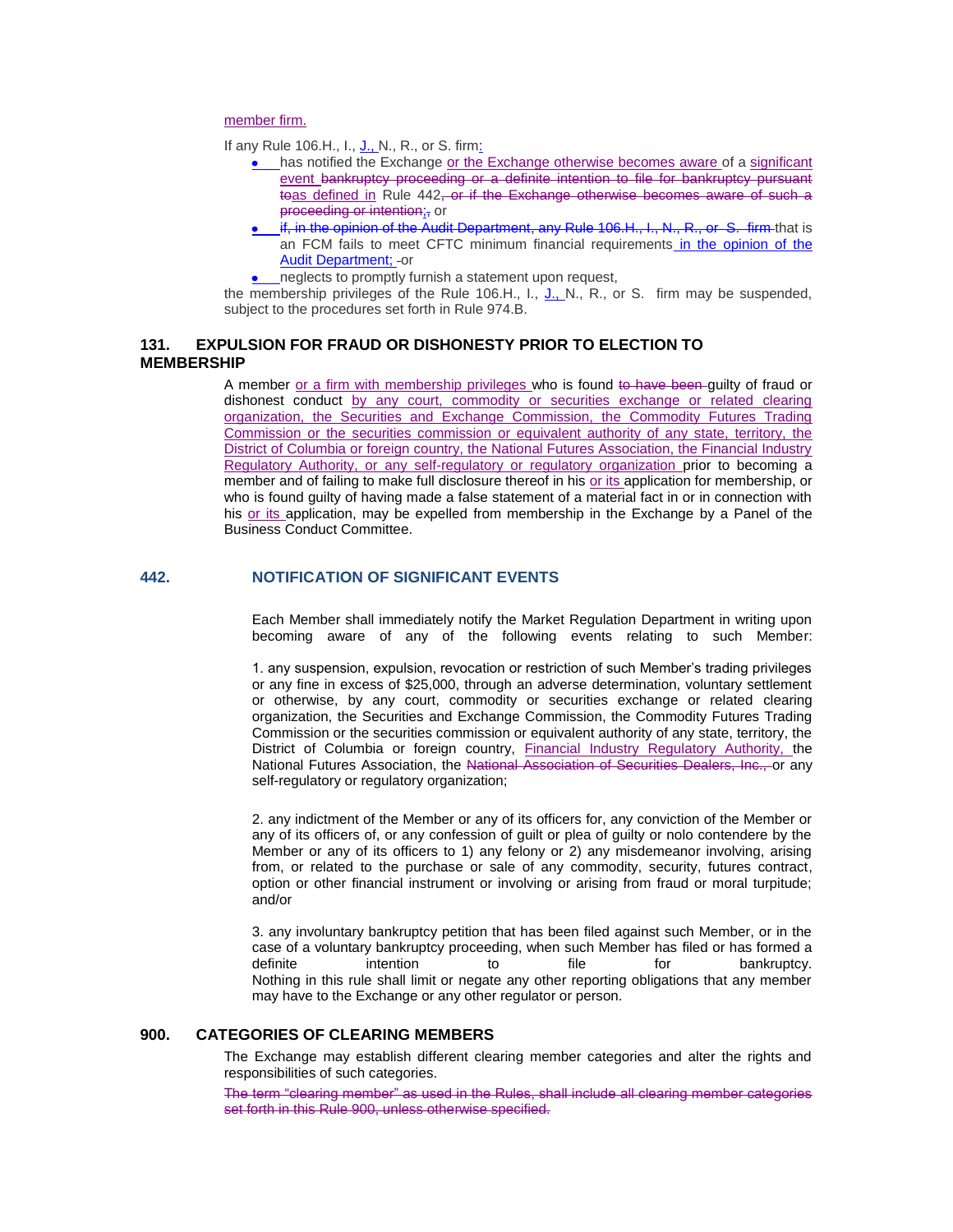member firm.

If any Rule 106.H., I., J., N., R., or S. firm:

- has notified the Exchange or the Exchange otherwise becomes aware of a significant event bankruptcy proceeding or a definite intention to file for bankruptcy pursuant toas defined in Rule 442, or if the Exchange otherwise becomes aware of such a proceeding or intention;, or
- if, in the opinion of the Audit Department, any Rule 106.H., I., N., R., or S. firm that is an FCM fails to meet CFTC minimum financial requirements in the opinion of the Audit Department; or
- neglects to promptly furnish a statement upon request,

the membership privileges of the Rule 106.H., I., J., N., R., or S. firm may be suspended, subject to the procedures set forth in Rule 974.B.

## 131. EXPULSION FOR FRAUD OR DISHONESTY PRIOR TO ELECTION TO MEMBERSHIP

A member or a firm with membership privileges who is found to have been guilty of fraud or dishonest conduct by any court, commodity or securities exchange or related clearing organization, the Securities and Exchange Commission, the Commodity Futures Trading Commission or the securities commission or equivalent authority of any state, territory, the District of Columbia or foreign country, the National Futures Association, the Financial Industry Regulatory Authority, or any self-regulatory or regulatory organization prior to becoming a member and of failing to make full disclosure thereof in his or its application for membership, or who is found guilty of having made a false statement of a material fact in or in connection with his or its application, may be expelled from membership in the Exchange by a Panel of the Business Conduct Committee.

## 442. NOTIFICATION OF SIGNIFICANT EVENTS

Each Member shall immediately notify the Market Regulation Department in writing upon becoming aware of any of the following events relating to such Member:

1. any suspension, expulsion, revocation or restriction of such Member's trading privileges or any fine in excess of $25,000, through an adverse determination, voluntary settlement or otherwise, by any court, commodity or securities exchange or related clearing organization, the Securities and Exchange Commission, the Commodity Futures Trading Commission or the securities commission or equivalent authority of any state, territory, the District of Columbia or foreign country, Financial Industry Regulatory Authority, the National Futures Association, the National Association of Securities Dealers, Inc., or any self-regulatory or regulatory organization;

2. any indictment of the Member or any of its officers for, any conviction of the Member or any of its officers of, or any confession of guilt or plea of guilty or nolo contendere by the Member or any of its officers to 1) any felony or 2) any misdemeanor involving, arising from, or related to the purchase or sale of any commodity, security, futures contract, option or other financial instrument or involving or arising from fraud or moral turpitude; and/or

3. any involuntary bankruptcy petition that has been filed against such Member, or in the case of a voluntary bankruptcy proceeding, when such Member has filed or has formed a definite intention to file for bankruptcy.
Nothing in this rule shall limit or negate any other reporting obligations that any member may have to the Exchange or any other regulator or person.

## 900. CATEGORIES OF CLEARING MEMBERS

The Exchange may establish different clearing member categories and alter the rights and responsibilities of such categories.

The term "clearing member" as used in the Rules, shall include all clearing member categories set forth in this Rule 900, unless otherwise specified.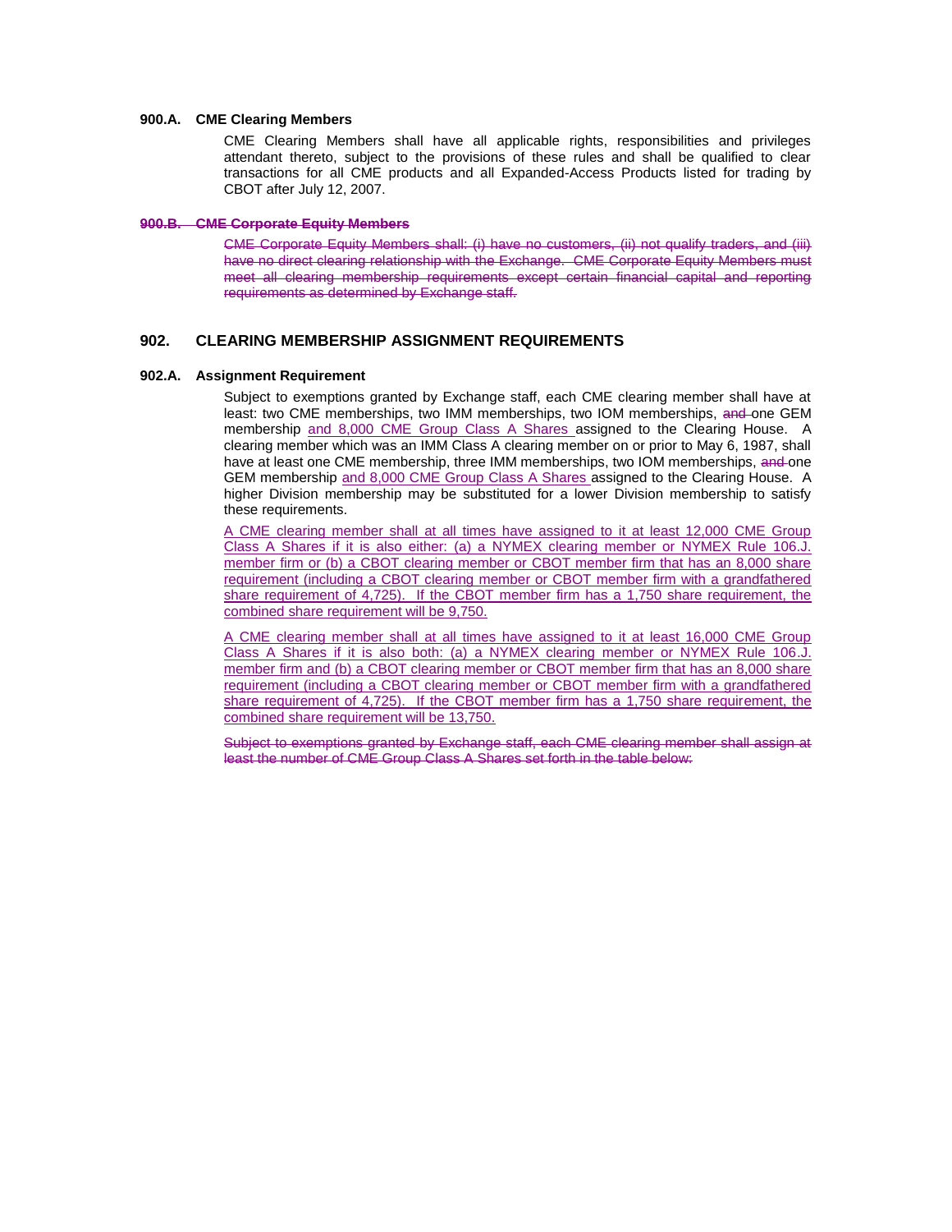### 900.A. CME Clearing Members

CME Clearing Members shall have all applicable rights, responsibilities and privileges attendant thereto, subject to the provisions of these rules and shall be qualified to clear transactions for all CME products and all Expanded-Access Products listed for trading by CBOT after July 12, 2007.

### ~~900.B. CME Corporate Equity Members~~

~~CME Corporate Equity Members shall: (i) have no customers, (ii) not qualify traders, and (iii) have no direct clearing relationship with the Exchange. CME Corporate Equity Members must meet all clearing membership requirements except certain financial capital and reporting requirements as determined by Exchange staff.~~

## 902. CLEARING MEMBERSHIP ASSIGNMENT REQUIREMENTS

### 902.A. Assignment Requirement

Subject to exemptions granted by Exchange staff, each CME clearing member shall have at least: two CME memberships, two IMM memberships, two IOM memberships, ~~and~~ one GEM membership <u>and 8,000 CME Group Class A Shares</u> assigned to the Clearing House. A clearing member which was an IMM Class A clearing member on or prior to May 6, 1987, shall have at least one CME membership, three IMM memberships, two IOM memberships, ~~and~~ one GEM membership <u>and 8,000 CME Group Class A Shares</u> assigned to the Clearing House. A higher Division membership may be substituted for a lower Division membership to satisfy these requirements.

<u>A CME clearing member shall at all times have assigned to it at least 12,000 CME Group Class A Shares if it is also either: (a) a NYMEX clearing member or NYMEX Rule 106.J. member firm or (b) a CBOT clearing member or CBOT member firm that has an 8,000 share requirement (including a CBOT clearing member or CBOT member firm with a grandfathered share requirement of 4,725). If the CBOT member firm has a 1,750 share requirement, the combined share requirement will be 9,750.</u>

<u>A CME clearing member shall at all times have assigned to it at least 16,000 CME Group Class A Shares if it is also both: (a) a NYMEX clearing member or NYMEX Rule 106.J. member firm and (b) a CBOT clearing member or CBOT member firm that has an 8,000 share requirement (including a CBOT clearing member or CBOT member firm with a grandfathered share requirement of 4,725). If the CBOT member firm has a 1,750 share requirement, the combined share requirement will be 13,750.</u>

~~Subject to exemptions granted by Exchange staff, each CME clearing member shall assign at least the number of CME Group Class A Shares set forth in the table below:~~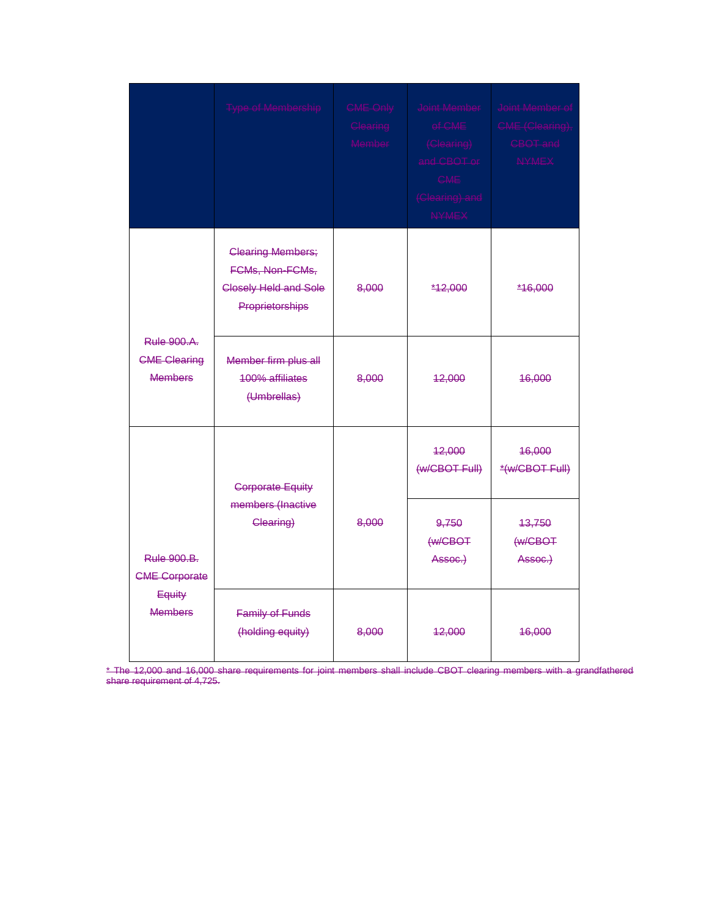| | ~~Type of Membership~~ | ~~CME Only Clearing Member~~ | ~~Joint Member of CME (Clearing) and CBOT or CME (Clearing) and NYMEX~~ | ~~Joint Member of CME (Clearing), CBOT and NYMEX~~ |
|---|---|---|---|---|
| ~~Rule 900.A. CME Clearing Members~~ | ~~Clearing Members; FCMs, Non-FCMs, Closely Held and Sole Proprietorships~~ | ~~8,000~~ | ~~*12,000~~ | ~~*16,000~~ |
| | ~~Member firm plus all 100% affiliates (Umbrellas)~~ | ~~8,000~~ | ~~12,000~~ | ~~16,000~~ |
| ~~Rule 900.B. CME Corporate Equity Members~~ | ~~Corporate Equity members (Inactive Clearing)~~ | ~~8,000~~ | ~~12,000 (w/CBOT Full)~~ | ~~16,000 *(w/CBOT Full)~~ |
| | | | ~~9,750 (w/CBOT Assoc.)~~ | ~~13,750 (w/CBOT Assoc.)~~ |
| | ~~Family of Funds (holding equity)~~ | ~~8,000~~ | ~~12,000~~ | ~~16,000~~ |

~~* The 12,000 and 16,000 share requirements for joint members shall include CBOT clearing members with a grandfathered share requirement of 4,725.~~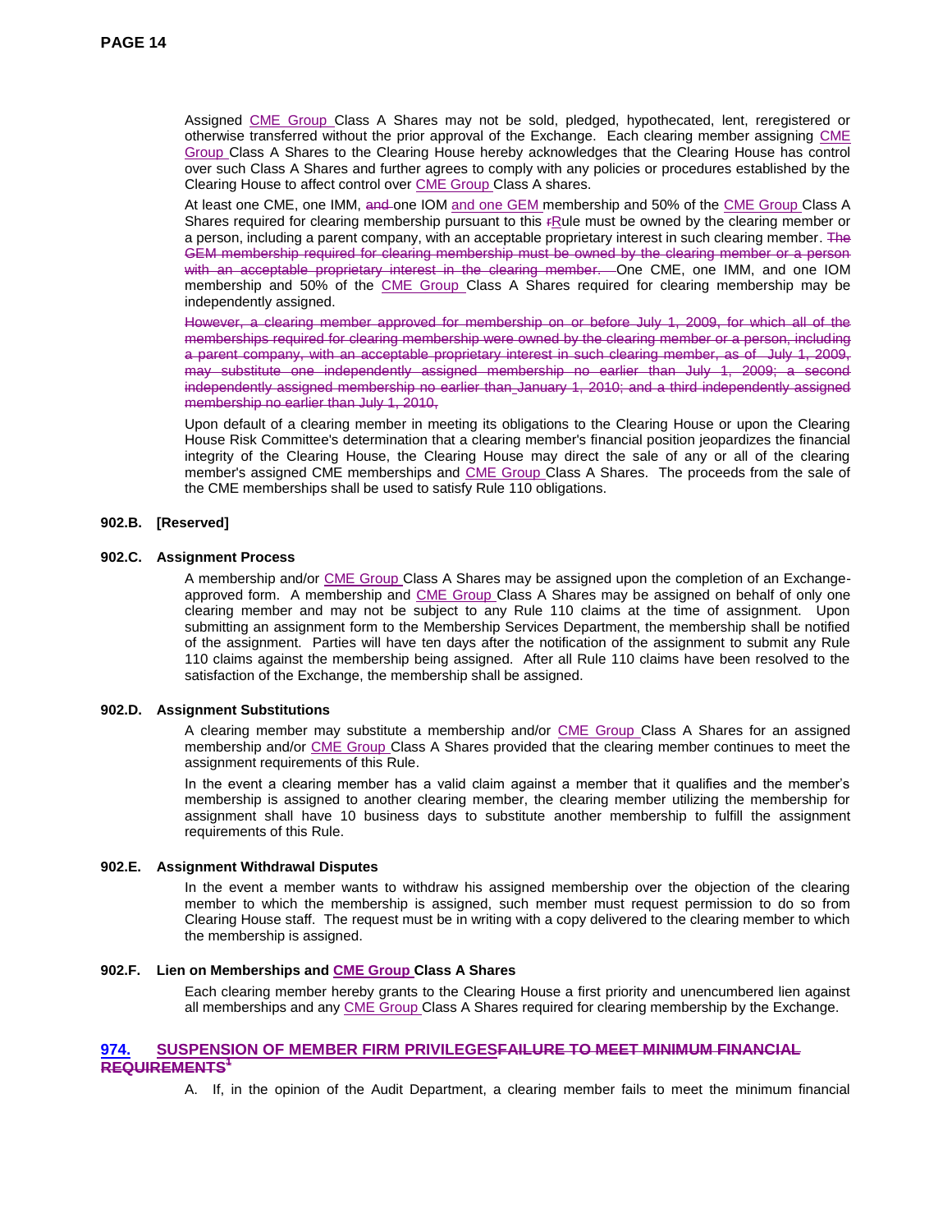Assigned CME Group Class A Shares may not be sold, pledged, hypothecated, lent, reregistered or otherwise transferred without the prior approval of the Exchange. Each clearing member assigning CME Group Class A Shares to the Clearing House hereby acknowledges that the Clearing House has control over such Class A Shares and further agrees to comply with any policies or procedures established by the Clearing House to affect control over CME Group Class A shares.

At least one CME, one IMM, ~~and~~ one IOM and one GEM membership and 50% of the CME Group Class A Shares required for clearing membership pursuant to this ~~r~~Rule must be owned by the clearing member or a person, including a parent company, with an acceptable proprietary interest in such clearing member. ~~The GEM membership required for clearing membership must be owned by the clearing member or a person with an acceptable proprietary interest in the clearing member.~~ One CME, one IMM, and one IOM membership and 50% of the CME Group Class A Shares required for clearing membership may be independently assigned.

~~However, a clearing member approved for membership on or before July 1, 2009, for which all of the memberships required for clearing membership were owned by the clearing member or a person, including a parent company, with an acceptable proprietary interest in such clearing member, as of July 1, 2009, may substitute one independently assigned membership no earlier than July 1, 2009; a second independently assigned membership no earlier than January 1, 2010; and a third independently assigned membership no earlier than July 1, 2010.~~

Upon default of a clearing member in meeting its obligations to the Clearing House or upon the Clearing House Risk Committee's determination that a clearing member's financial position jeopardizes the financial integrity of the Clearing House, the Clearing House may direct the sale of any or all of the clearing member's assigned CME memberships and CME Group Class A Shares. The proceeds from the sale of the CME memberships shall be used to satisfy Rule 110 obligations.

**902.B. [Reserved]**

**902.C. Assignment Process**

A membership and/or CME Group Class A Shares may be assigned upon the completion of an Exchange-approved form. A membership and CME Group Class A Shares may be assigned on behalf of only one clearing member and may not be subject to any Rule 110 claims at the time of assignment. Upon submitting an assignment form to the Membership Services Department, the membership shall be notified of the assignment. Parties will have ten days after the notification of the assignment to submit any Rule 110 claims against the membership being assigned. After all Rule 110 claims have been resolved to the satisfaction of the Exchange, the membership shall be assigned.

**902.D. Assignment Substitutions**

A clearing member may substitute a membership and/or CME Group Class A Shares for an assigned membership and/or CME Group Class A Shares provided that the clearing member continues to meet the assignment requirements of this Rule.

In the event a clearing member has a valid claim against a member that it qualifies and the member's membership is assigned to another clearing member, the clearing member utilizing the membership for assignment shall have 10 business days to substitute another membership to fulfill the assignment requirements of this Rule.

**902.E. Assignment Withdrawal Disputes**

In the event a member wants to withdraw his assigned membership over the objection of the clearing member to which the membership is assigned, such member must request permission to do so from Clearing House staff. The request must be in writing with a copy delivered to the clearing member to which the membership is assigned.

**902.F. Lien on Memberships and CME Group Class A Shares**

Each clearing member hereby grants to the Clearing House a first priority and unencumbered lien against all memberships and any CME Group Class A Shares required for clearing membership by the Exchange.

## 974. SUSPENSION OF MEMBER FIRM PRIVILEGES~~FAILURE TO MEET MINIMUM FINANCIAL REQUIREMENTS[1]~~

A. If, in the opinion of the Audit Department, a clearing member fails to meet the minimum financial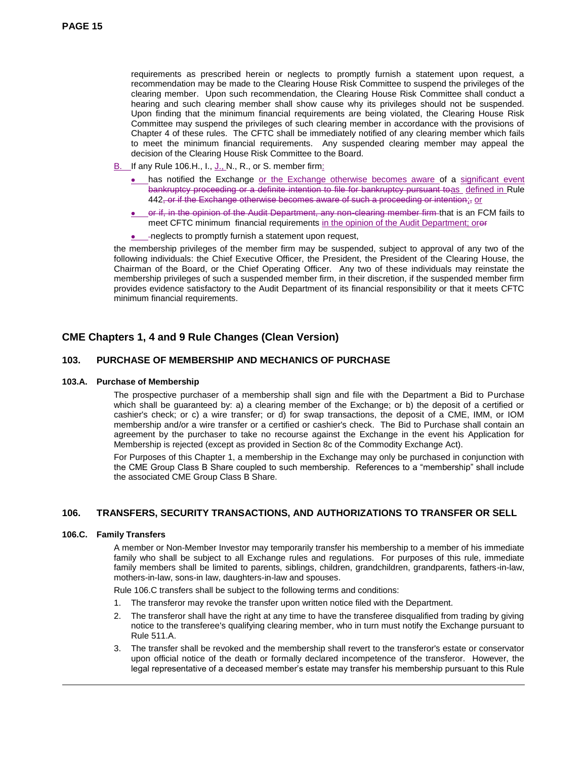requirements as prescribed herein or neglects to promptly furnish a statement upon request, a recommendation may be made to the Clearing House Risk Committee to suspend the privileges of the clearing member. Upon such recommendation, the Clearing House Risk Committee shall conduct a hearing and such clearing member shall show cause why its privileges should not be suspended. Upon finding that the minimum financial requirements are being violated, the Clearing House Risk Committee may suspend the privileges of such clearing member in accordance with the provisions of Chapter 4 of these rules. The CFTC shall be immediately notified of any clearing member which fails to meet the minimum financial requirements. Any suspended clearing member may appeal the decision of the Clearing House Risk Committee to the Board.

B. If any Rule 106.H., I., J., N., R., or S. member firm:

- has notified the Exchange or the Exchange otherwise becomes aware of a significant event ~~bankruptcy proceeding or a definite intention to file for bankruptcy pursuant to~~as defined in Rule 442~~, or if the Exchange otherwise becomes aware of such a proceeding or intention~~;~~,~~ or
- ~~or if, in the opinion of the Audit Department, any non-clearing member firm~~ that is an FCM fails to meet CFTC minimum financial requirements in the opinion of the Audit Department; or~~or~~
- ~~-~~neglects to promptly furnish a statement upon request,

the membership privileges of the member firm may be suspended, subject to approval of any two of the following individuals: the Chief Executive Officer, the President, the President of the Clearing House, the Chairman of the Board, or the Chief Operating Officer. Any two of these individuals may reinstate the membership privileges of such a suspended member firm, in their discretion, if the suspended member firm provides evidence satisfactory to the Audit Department of its financial responsibility or that it meets CFTC minimum financial requirements.

## CME Chapters 1, 4 and 9 Rule Changes (Clean Version)

### 103. PURCHASE OF MEMBERSHIP AND MECHANICS OF PURCHASE

#### 103.A. Purchase of Membership

The prospective purchaser of a membership shall sign and file with the Department a Bid to Purchase which shall be guaranteed by: a) a clearing member of the Exchange; or b) the deposit of a certified or cashier's check; or c) a wire transfer; or d) for swap transactions, the deposit of a CME, IMM, or IOM membership and/or a wire transfer or a certified or cashier's check. The Bid to Purchase shall contain an agreement by the purchaser to take no recourse against the Exchange in the event his Application for Membership is rejected (except as provided in Section 8c of the Commodity Exchange Act).

For Purposes of this Chapter 1, a membership in the Exchange may only be purchased in conjunction with the CME Group Class B Share coupled to such membership. References to a "membership" shall include the associated CME Group Class B Share.

### 106. TRANSFERS, SECURITY TRANSACTIONS, AND AUTHORIZATIONS TO TRANSFER OR SELL

#### 106.C. Family Transfers

A member or Non-Member Investor may temporarily transfer his membership to a member of his immediate family who shall be subject to all Exchange rules and regulations. For purposes of this rule, immediate family members shall be limited to parents, siblings, children, grandchildren, grandparents, fathers-in-law, mothers-in-law, sons-in law, daughters-in-law and spouses.

Rule 106.C transfers shall be subject to the following terms and conditions:

1. The transferor may revoke the transfer upon written notice filed with the Department.
2. The transferor shall have the right at any time to have the transferee disqualified from trading by giving notice to the transferee's qualifying clearing member, who in turn must notify the Exchange pursuant to Rule 511.A.
3. The transfer shall be revoked and the membership shall revert to the transferor's estate or conservator upon official notice of the death or formally declared incompetence of the transferor. However, the legal representative of a deceased member's estate may transfer his membership pursuant to this Rule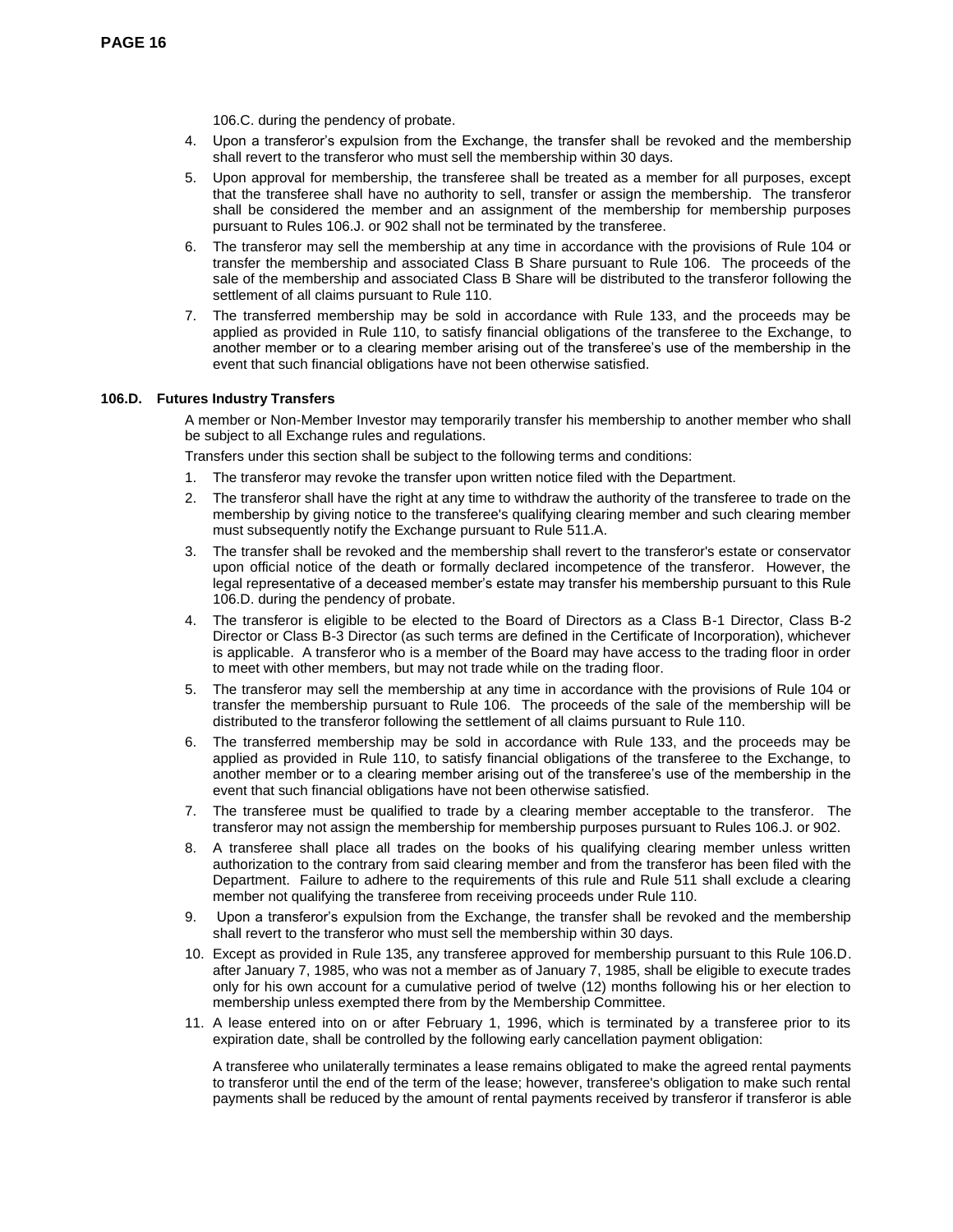106.C. during the pendency of probate.

4. Upon a transferor's expulsion from the Exchange, the transfer shall be revoked and the membership shall revert to the transferor who must sell the membership within 30 days.
5. Upon approval for membership, the transferee shall be treated as a member for all purposes, except that the transferee shall have no authority to sell, transfer or assign the membership. The transferor shall be considered the member and an assignment of the membership for membership purposes pursuant to Rules 106.J. or 902 shall not be terminated by the transferee.
6. The transferor may sell the membership at any time in accordance with the provisions of Rule 104 or transfer the membership and associated Class B Share pursuant to Rule 106. The proceeds of the sale of the membership and associated Class B Share will be distributed to the transferor following the settlement of all claims pursuant to Rule 110.
7. The transferred membership may be sold in accordance with Rule 133, and the proceeds may be applied as provided in Rule 110, to satisfy financial obligations of the transferee to the Exchange, to another member or to a clearing member arising out of the transferee's use of the membership in the event that such financial obligations have not been otherwise satisfied.

### 106.D. Futures Industry Transfers

A member or Non-Member Investor may temporarily transfer his membership to another member who shall be subject to all Exchange rules and regulations.

Transfers under this section shall be subject to the following terms and conditions:

1. The transferor may revoke the transfer upon written notice filed with the Department.
2. The transferor shall have the right at any time to withdraw the authority of the transferee to trade on the membership by giving notice to the transferee's qualifying clearing member and such clearing member must subsequently notify the Exchange pursuant to Rule 511.A.
3. The transfer shall be revoked and the membership shall revert to the transferor's estate or conservator upon official notice of the death or formally declared incompetence of the transferor. However, the legal representative of a deceased member's estate may transfer his membership pursuant to this Rule 106.D. during the pendency of probate.
4. The transferor is eligible to be elected to the Board of Directors as a Class B-1 Director, Class B-2 Director or Class B-3 Director (as such terms are defined in the Certificate of Incorporation), whichever is applicable. A transferor who is a member of the Board may have access to the trading floor in order to meet with other members, but may not trade while on the trading floor.
5. The transferor may sell the membership at any time in accordance with the provisions of Rule 104 or transfer the membership pursuant to Rule 106. The proceeds of the sale of the membership will be distributed to the transferor following the settlement of all claims pursuant to Rule 110.
6. The transferred membership may be sold in accordance with Rule 133, and the proceeds may be applied as provided in Rule 110, to satisfy financial obligations of the transferee to the Exchange, to another member or to a clearing member arising out of the transferee's use of the membership in the event that such financial obligations have not been otherwise satisfied.
7. The transferee must be qualified to trade by a clearing member acceptable to the transferor. The transferor may not assign the membership for membership purposes pursuant to Rules 106.J. or 902.
8. A transferee shall place all trades on the books of his qualifying clearing member unless written authorization to the contrary from said clearing member and from the transferor has been filed with the Department. Failure to adhere to the requirements of this rule and Rule 511 shall exclude a clearing member not qualifying the transferee from receiving proceeds under Rule 110.
9. Upon a transferor's expulsion from the Exchange, the transfer shall be revoked and the membership shall revert to the transferor who must sell the membership within 30 days.
10. Except as provided in Rule 135, any transferee approved for membership pursuant to this Rule 106.D. after January 7, 1985, who was not a member as of January 7, 1985, shall be eligible to execute trades only for his own account for a cumulative period of twelve (12) months following his or her election to membership unless exempted there from by the Membership Committee.
11. A lease entered into on or after February 1, 1996, which is terminated by a transferee prior to its expiration date, shall be controlled by the following early cancellation payment obligation:

    A transferee who unilaterally terminates a lease remains obligated to make the agreed rental payments to transferor until the end of the term of the lease; however, transferee's obligation to make such rental payments shall be reduced by the amount of rental payments received by transferor if transferor is able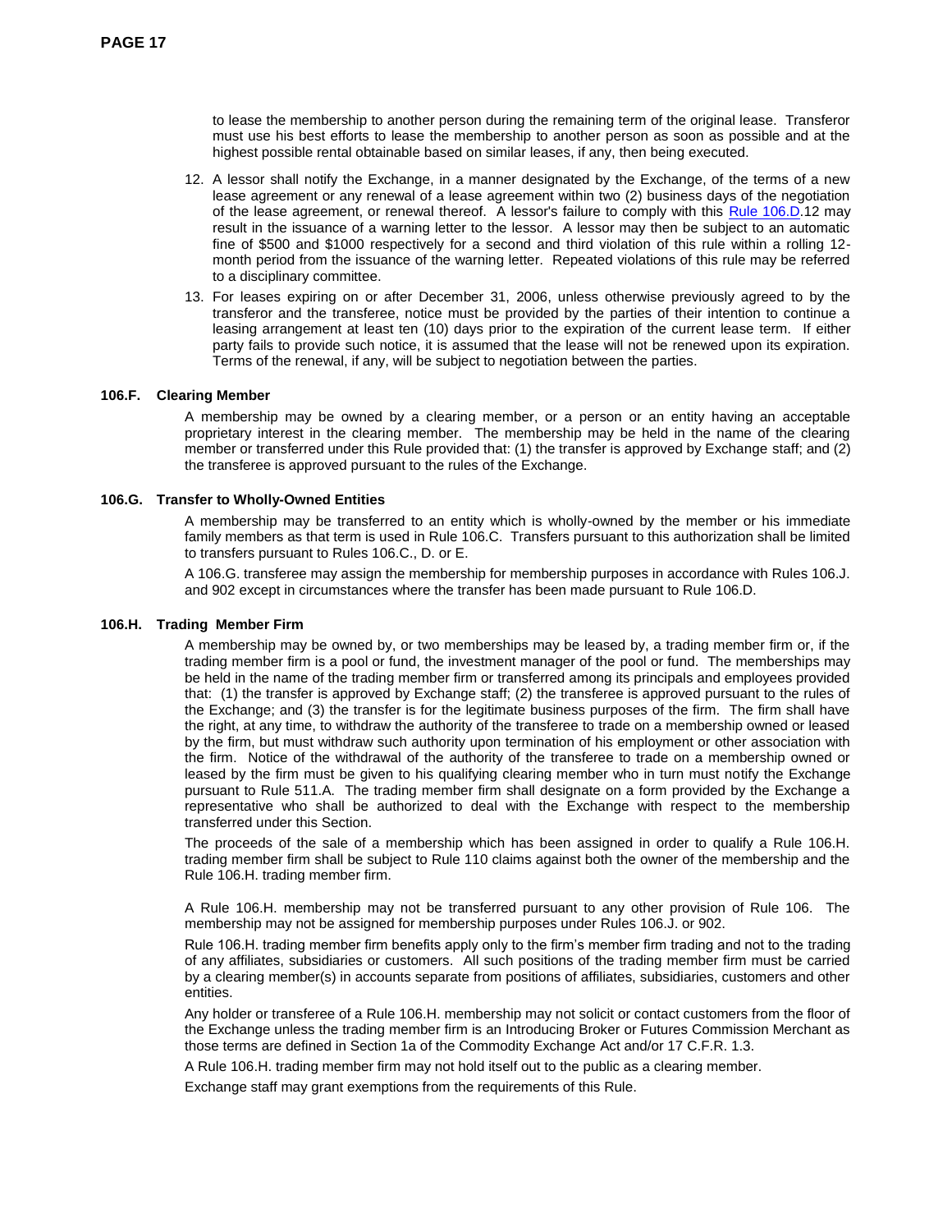to lease the membership to another person during the remaining term of the original lease. Transferor must use his best efforts to lease the membership to another person as soon as possible and at the highest possible rental obtainable based on similar leases, if any, then being executed.

12. A lessor shall notify the Exchange, in a manner designated by the Exchange, of the terms of a new lease agreement or any renewal of a lease agreement within two (2) business days of the negotiation of the lease agreement, or renewal thereof. A lessor's failure to comply with this Rule 106.D.12 may result in the issuance of a warning letter to the lessor. A lessor may then be subject to an automatic fine of $500 and $1000 respectively for a second and third violation of this rule within a rolling 12-month period from the issuance of the warning letter. Repeated violations of this rule may be referred to a disciplinary committee.

13. For leases expiring on or after December 31, 2006, unless otherwise previously agreed to by the transferor and the transferee, notice must be provided by the parties of their intention to continue a leasing arrangement at least ten (10) days prior to the expiration of the current lease term. If either party fails to provide such notice, it is assumed that the lease will not be renewed upon its expiration. Terms of the renewal, if any, will be subject to negotiation between the parties.

#### 106.F. Clearing Member

A membership may be owned by a clearing member, or a person or an entity having an acceptable proprietary interest in the clearing member. The membership may be held in the name of the clearing member or transferred under this Rule provided that: (1) the transfer is approved by Exchange staff; and (2) the transferee is approved pursuant to the rules of the Exchange.

#### 106.G. Transfer to Wholly-Owned Entities

A membership may be transferred to an entity which is wholly-owned by the member or his immediate family members as that term is used in Rule 106.C. Transfers pursuant to this authorization shall be limited to transfers pursuant to Rules 106.C., D. or E.

A 106.G. transferee may assign the membership for membership purposes in accordance with Rules 106.J. and 902 except in circumstances where the transfer has been made pursuant to Rule 106.D.

#### 106.H. Trading Member Firm

A membership may be owned by, or two memberships may be leased by, a trading member firm or, if the trading member firm is a pool or fund, the investment manager of the pool or fund. The memberships may be held in the name of the trading member firm or transferred among its principals and employees provided that: (1) the transfer is approved by Exchange staff; (2) the transferee is approved pursuant to the rules of the Exchange; and (3) the transfer is for the legitimate business purposes of the firm. The firm shall have the right, at any time, to withdraw the authority of the transferee to trade on a membership owned or leased by the firm, but must withdraw such authority upon termination of his employment or other association with the firm. Notice of the withdrawal of the authority of the transferee to trade on a membership owned or leased by the firm must be given to his qualifying clearing member who in turn must notify the Exchange pursuant to Rule 511.A. The trading member firm shall designate on a form provided by the Exchange a representative who shall be authorized to deal with the Exchange with respect to the membership transferred under this Section.

The proceeds of the sale of a membership which has been assigned in order to qualify a Rule 106.H. trading member firm shall be subject to Rule 110 claims against both the owner of the membership and the Rule 106.H. trading member firm.

A Rule 106.H. membership may not be transferred pursuant to any other provision of Rule 106. The membership may not be assigned for membership purposes under Rules 106.J. or 902.

Rule 106.H. trading member firm benefits apply only to the firm's member firm trading and not to the trading of any affiliates, subsidiaries or customers. All such positions of the trading member firm must be carried by a clearing member(s) in accounts separate from positions of affiliates, subsidiaries, customers and other entities.

Any holder or transferee of a Rule 106.H. membership may not solicit or contact customers from the floor of the Exchange unless the trading member firm is an Introducing Broker or Futures Commission Merchant as those terms are defined in Section 1a of the Commodity Exchange Act and/or 17 C.F.R. 1.3.

A Rule 106.H. trading member firm may not hold itself out to the public as a clearing member.

Exchange staff may grant exemptions from the requirements of this Rule.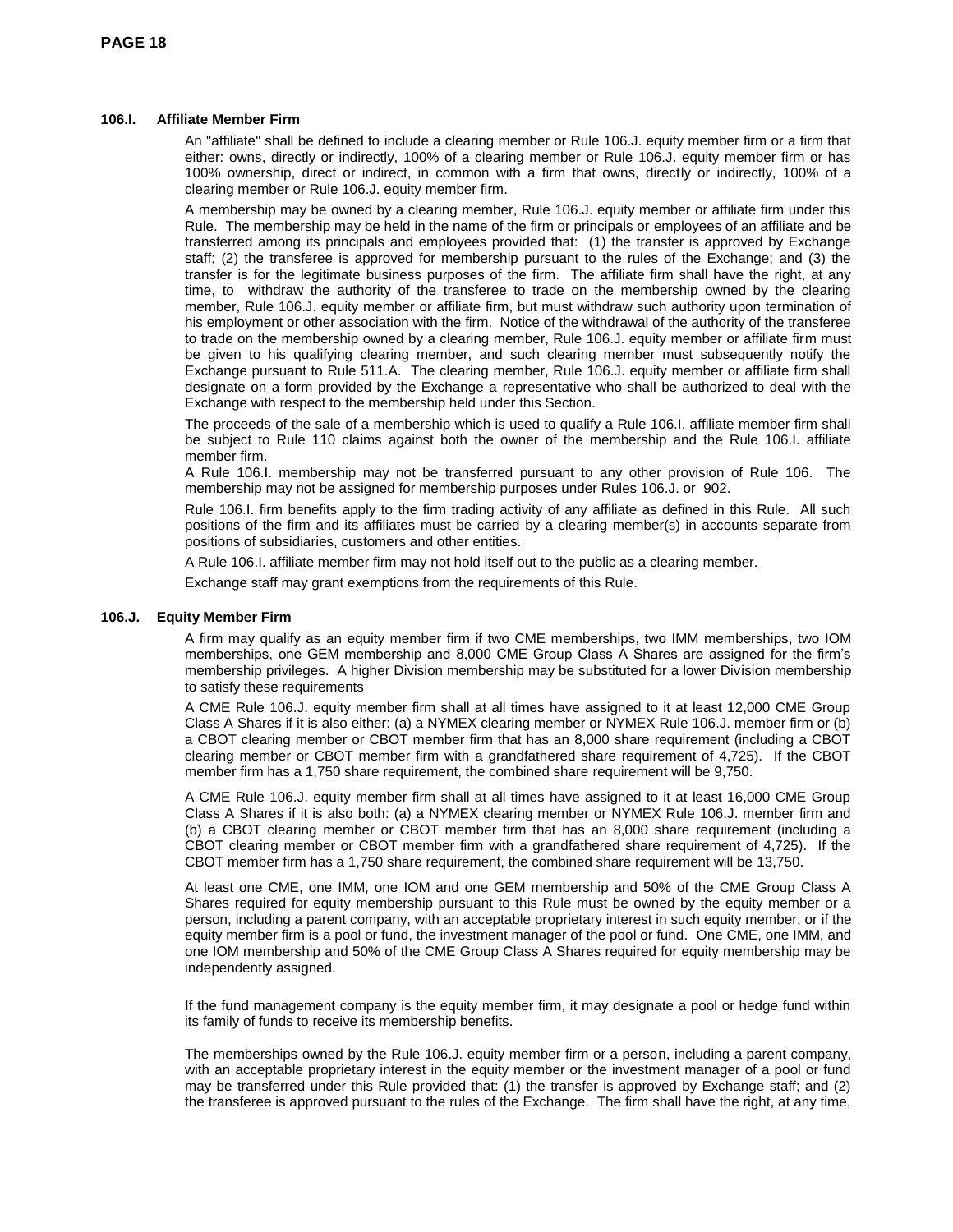### 106.I. Affiliate Member Firm

An "affiliate" shall be defined to include a clearing member or Rule 106.J. equity member firm or a firm that either: owns, directly or indirectly, 100% of a clearing member or Rule 106.J. equity member firm or has 100% ownership, direct or indirect, in common with a firm that owns, directly or indirectly, 100% of a clearing member or Rule 106.J. equity member firm.

A membership may be owned by a clearing member, Rule 106.J. equity member or affiliate firm under this Rule. The membership may be held in the name of the firm or principals or employees of an affiliate and be transferred among its principals and employees provided that: (1) the transfer is approved by Exchange staff; (2) the transferee is approved for membership pursuant to the rules of the Exchange; and (3) the transfer is for the legitimate business purposes of the firm. The affiliate firm shall have the right, at any time, to withdraw the authority of the transferee to trade on the membership owned by the clearing member, Rule 106.J. equity member or affiliate firm, but must withdraw such authority upon termination of his employment or other association with the firm. Notice of the withdrawal of the authority of the transferee to trade on the membership owned by a clearing member, Rule 106.J. equity member or affiliate firm must be given to his qualifying clearing member, and such clearing member must subsequently notify the Exchange pursuant to Rule 511.A. The clearing member, Rule 106.J. equity member or affiliate firm shall designate on a form provided by the Exchange a representative who shall be authorized to deal with the Exchange with respect to the membership held under this Section.

The proceeds of the sale of a membership which is used to qualify a Rule 106.I. affiliate member firm shall be subject to Rule 110 claims against both the owner of the membership and the Rule 106.I. affiliate member firm.

A Rule 106.I. membership may not be transferred pursuant to any other provision of Rule 106. The membership may not be assigned for membership purposes under Rules 106.J. or 902.

Rule 106.I. firm benefits apply to the firm trading activity of any affiliate as defined in this Rule. All such positions of the firm and its affiliates must be carried by a clearing member(s) in accounts separate from positions of subsidiaries, customers and other entities.

A Rule 106.I. affiliate member firm may not hold itself out to the public as a clearing member.

Exchange staff may grant exemptions from the requirements of this Rule.

### 106.J. Equity Member Firm

A firm may qualify as an equity member firm if two CME memberships, two IMM memberships, two IOM memberships, one GEM membership and 8,000 CME Group Class A Shares are assigned for the firm's membership privileges. A higher Division membership may be substituted for a lower Division membership to satisfy these requirements

A CME Rule 106.J. equity member firm shall at all times have assigned to it at least 12,000 CME Group Class A Shares if it is also either: (a) a NYMEX clearing member or NYMEX Rule 106.J. member firm or (b) a CBOT clearing member or CBOT member firm that has an 8,000 share requirement (including a CBOT clearing member or CBOT member firm with a grandfathered share requirement of 4,725). If the CBOT member firm has a 1,750 share requirement, the combined share requirement will be 9,750.

A CME Rule 106.J. equity member firm shall at all times have assigned to it at least 16,000 CME Group Class A Shares if it is also both: (a) a NYMEX clearing member or NYMEX Rule 106.J. member firm and (b) a CBOT clearing member or CBOT member firm that has an 8,000 share requirement (including a CBOT clearing member or CBOT member firm with a grandfathered share requirement of 4,725). If the CBOT member firm has a 1,750 share requirement, the combined share requirement will be 13,750.

At least one CME, one IMM, one IOM and one GEM membership and 50% of the CME Group Class A Shares required for equity membership pursuant to this Rule must be owned by the equity member or a person, including a parent company, with an acceptable proprietary interest in such equity member, or if the equity member firm is a pool or fund, the investment manager of the pool or fund. One CME, one IMM, and one IOM membership and 50% of the CME Group Class A Shares required for equity membership may be independently assigned.

If the fund management company is the equity member firm, it may designate a pool or hedge fund within its family of funds to receive its membership benefits.

The memberships owned by the Rule 106.J. equity member firm or a person, including a parent company, with an acceptable proprietary interest in the equity member or the investment manager of a pool or fund may be transferred under this Rule provided that: (1) the transfer is approved by Exchange staff; and (2) the transferee is approved pursuant to the rules of the Exchange. The firm shall have the right, at any time,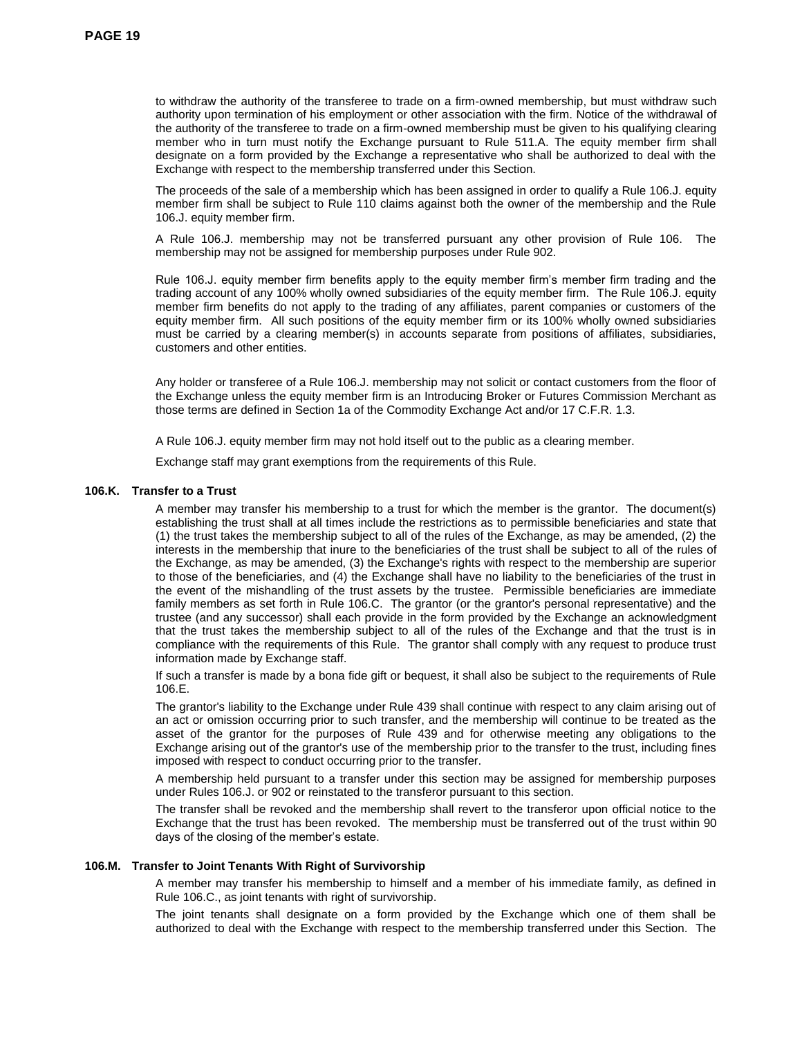to withdraw the authority of the transferee to trade on a firm-owned membership, but must withdraw such authority upon termination of his employment or other association with the firm. Notice of the withdrawal of the authority of the transferee to trade on a firm-owned membership must be given to his qualifying clearing member who in turn must notify the Exchange pursuant to Rule 511.A. The equity member firm shall designate on a form provided by the Exchange a representative who shall be authorized to deal with the Exchange with respect to the membership transferred under this Section.

The proceeds of the sale of a membership which has been assigned in order to qualify a Rule 106.J. equity member firm shall be subject to Rule 110 claims against both the owner of the membership and the Rule 106.J. equity member firm.

A Rule 106.J. membership may not be transferred pursuant any other provision of Rule 106. The membership may not be assigned for membership purposes under Rule 902.

Rule 106.J. equity member firm benefits apply to the equity member firm's member firm trading and the trading account of any 100% wholly owned subsidiaries of the equity member firm. The Rule 106.J. equity member firm benefits do not apply to the trading of any affiliates, parent companies or customers of the equity member firm. All such positions of the equity member firm or its 100% wholly owned subsidiaries must be carried by a clearing member(s) in accounts separate from positions of affiliates, subsidiaries, customers and other entities.

Any holder or transferee of a Rule 106.J. membership may not solicit or contact customers from the floor of the Exchange unless the equity member firm is an Introducing Broker or Futures Commission Merchant as those terms are defined in Section 1a of the Commodity Exchange Act and/or 17 C.F.R. 1.3.

A Rule 106.J. equity member firm may not hold itself out to the public as a clearing member.

Exchange staff may grant exemptions from the requirements of this Rule.

### 106.K. Transfer to a Trust

A member may transfer his membership to a trust for which the member is the grantor. The document(s) establishing the trust shall at all times include the restrictions as to permissible beneficiaries and state that (1) the trust takes the membership subject to all of the rules of the Exchange, as may be amended, (2) the interests in the membership that inure to the beneficiaries of the trust shall be subject to all of the rules of the Exchange, as may be amended, (3) the Exchange's rights with respect to the membership are superior to those of the beneficiaries, and (4) the Exchange shall have no liability to the beneficiaries of the trust in the event of the mishandling of the trust assets by the trustee. Permissible beneficiaries are immediate family members as set forth in Rule 106.C. The grantor (or the grantor's personal representative) and the trustee (and any successor) shall each provide in the form provided by the Exchange an acknowledgment that the trust takes the membership subject to all of the rules of the Exchange and that the trust is in compliance with the requirements of this Rule. The grantor shall comply with any request to produce trust information made by Exchange staff.

If such a transfer is made by a bona fide gift or bequest, it shall also be subject to the requirements of Rule 106.E.

The grantor's liability to the Exchange under Rule 439 shall continue with respect to any claim arising out of an act or omission occurring prior to such transfer, and the membership will continue to be treated as the asset of the grantor for the purposes of Rule 439 and for otherwise meeting any obligations to the Exchange arising out of the grantor's use of the membership prior to the transfer to the trust, including fines imposed with respect to conduct occurring prior to the transfer.

A membership held pursuant to a transfer under this section may be assigned for membership purposes under Rules 106.J. or 902 or reinstated to the transferor pursuant to this section.

The transfer shall be revoked and the membership shall revert to the transferor upon official notice to the Exchange that the trust has been revoked. The membership must be transferred out of the trust within 90 days of the closing of the member's estate.

### 106.M. Transfer to Joint Tenants With Right of Survivorship

A member may transfer his membership to himself and a member of his immediate family, as defined in Rule 106.C., as joint tenants with right of survivorship.

The joint tenants shall designate on a form provided by the Exchange which one of them shall be authorized to deal with the Exchange with respect to the membership transferred under this Section. The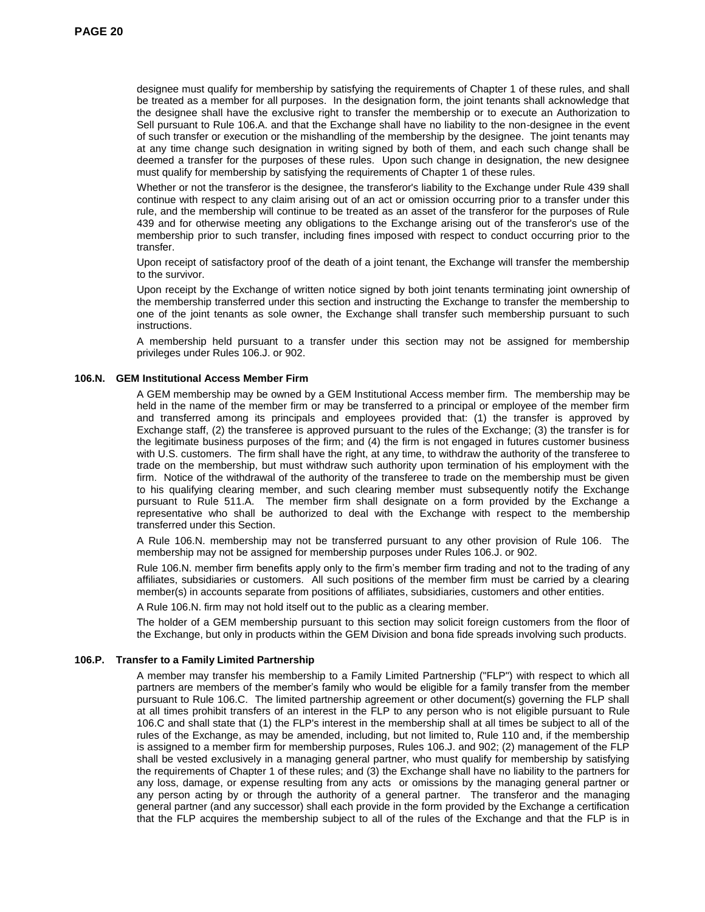designee must qualify for membership by satisfying the requirements of Chapter 1 of these rules, and shall be treated as a member for all purposes. In the designation form, the joint tenants shall acknowledge that the designee shall have the exclusive right to transfer the membership or to execute an Authorization to Sell pursuant to Rule 106.A. and that the Exchange shall have no liability to the non-designee in the event of such transfer or execution or the mishandling of the membership by the designee. The joint tenants may at any time change such designation in writing signed by both of them, and each such change shall be deemed a transfer for the purposes of these rules. Upon such change in designation, the new designee must qualify for membership by satisfying the requirements of Chapter 1 of these rules.

Whether or not the transferor is the designee, the transferor's liability to the Exchange under Rule 439 shall continue with respect to any claim arising out of an act or omission occurring prior to a transfer under this rule, and the membership will continue to be treated as an asset of the transferor for the purposes of Rule 439 and for otherwise meeting any obligations to the Exchange arising out of the transferor's use of the membership prior to such transfer, including fines imposed with respect to conduct occurring prior to the transfer.

Upon receipt of satisfactory proof of the death of a joint tenant, the Exchange will transfer the membership to the survivor.

Upon receipt by the Exchange of written notice signed by both joint tenants terminating joint ownership of the membership transferred under this section and instructing the Exchange to transfer the membership to one of the joint tenants as sole owner, the Exchange shall transfer such membership pursuant to such instructions.

A membership held pursuant to a transfer under this section may not be assigned for membership privileges under Rules 106.J. or 902.

**106.N. GEM Institutional Access Member Firm**

A GEM membership may be owned by a GEM Institutional Access member firm. The membership may be held in the name of the member firm or may be transferred to a principal or employee of the member firm and transferred among its principals and employees provided that: (1) the transfer is approved by Exchange staff, (2) the transferee is approved pursuant to the rules of the Exchange; (3) the transfer is for the legitimate business purposes of the firm; and (4) the firm is not engaged in futures customer business with U.S. customers. The firm shall have the right, at any time, to withdraw the authority of the transferee to trade on the membership, but must withdraw such authority upon termination of his employment with the firm. Notice of the withdrawal of the authority of the transferee to trade on the membership must be given to his qualifying clearing member, and such clearing member must subsequently notify the Exchange pursuant to Rule 511.A. The member firm shall designate on a form provided by the Exchange a representative who shall be authorized to deal with the Exchange with respect to the membership transferred under this Section.

A Rule 106.N. membership may not be transferred pursuant to any other provision of Rule 106. The membership may not be assigned for membership purposes under Rules 106.J. or 902.

Rule 106.N. member firm benefits apply only to the firm's member firm trading and not to the trading of any affiliates, subsidiaries or customers. All such positions of the member firm must be carried by a clearing member(s) in accounts separate from positions of affiliates, subsidiaries, customers and other entities.

A Rule 106.N. firm may not hold itself out to the public as a clearing member.

The holder of a GEM membership pursuant to this section may solicit foreign customers from the floor of the Exchange, but only in products within the GEM Division and bona fide spreads involving such products.

**106.P. Transfer to a Family Limited Partnership**

A member may transfer his membership to a Family Limited Partnership ("FLP") with respect to which all partners are members of the member's family who would be eligible for a family transfer from the member pursuant to Rule 106.C. The limited partnership agreement or other document(s) governing the FLP shall at all times prohibit transfers of an interest in the FLP to any person who is not eligible pursuant to Rule 106.C and shall state that (1) the FLP's interest in the membership shall at all times be subject to all of the rules of the Exchange, as may be amended, including, but not limited to, Rule 110 and, if the membership is assigned to a member firm for membership purposes, Rules 106.J. and 902; (2) management of the FLP shall be vested exclusively in a managing general partner, who must qualify for membership by satisfying the requirements of Chapter 1 of these rules; and (3) the Exchange shall have no liability to the partners for any loss, damage, or expense resulting from any acts or omissions by the managing general partner or any person acting by or through the authority of a general partner. The transferor and the managing general partner (and any successor) shall each provide in the form provided by the Exchange a certification that the FLP acquires the membership subject to all of the rules of the Exchange and that the FLP is in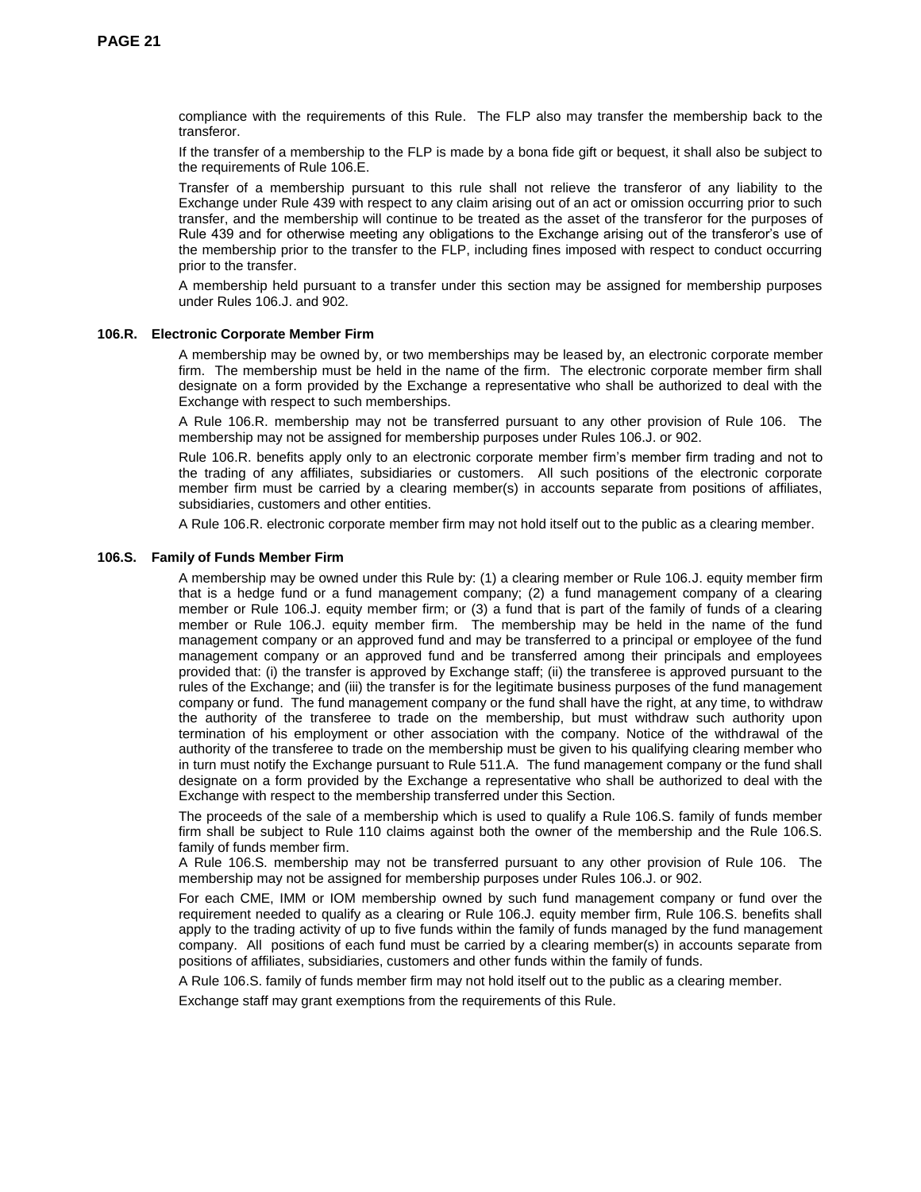compliance with the requirements of this Rule. The FLP also may transfer the membership back to the transferor.

If the transfer of a membership to the FLP is made by a bona fide gift or bequest, it shall also be subject to the requirements of Rule 106.E.

Transfer of a membership pursuant to this rule shall not relieve the transferor of any liability to the Exchange under Rule 439 with respect to any claim arising out of an act or omission occurring prior to such transfer, and the membership will continue to be treated as the asset of the transferor for the purposes of Rule 439 and for otherwise meeting any obligations to the Exchange arising out of the transferor's use of the membership prior to the transfer to the FLP, including fines imposed with respect to conduct occurring prior to the transfer.

A membership held pursuant to a transfer under this section may be assigned for membership purposes under Rules 106.J. and 902.

### 106.R. Electronic Corporate Member Firm

A membership may be owned by, or two memberships may be leased by, an electronic corporate member firm. The membership must be held in the name of the firm. The electronic corporate member firm shall designate on a form provided by the Exchange a representative who shall be authorized to deal with the Exchange with respect to such memberships.

A Rule 106.R. membership may not be transferred pursuant to any other provision of Rule 106. The membership may not be assigned for membership purposes under Rules 106.J. or 902.

Rule 106.R. benefits apply only to an electronic corporate member firm's member firm trading and not to the trading of any affiliates, subsidiaries or customers. All such positions of the electronic corporate member firm must be carried by a clearing member(s) in accounts separate from positions of affiliates, subsidiaries, customers and other entities.

A Rule 106.R. electronic corporate member firm may not hold itself out to the public as a clearing member.

### 106.S. Family of Funds Member Firm

A membership may be owned under this Rule by: (1) a clearing member or Rule 106.J. equity member firm that is a hedge fund or a fund management company; (2) a fund management company of a clearing member or Rule 106.J. equity member firm; or (3) a fund that is part of the family of funds of a clearing member or Rule 106.J. equity member firm. The membership may be held in the name of the fund management company or an approved fund and may be transferred to a principal or employee of the fund management company or an approved fund and be transferred among their principals and employees provided that: (i) the transfer is approved by Exchange staff; (ii) the transferee is approved pursuant to the rules of the Exchange; and (iii) the transfer is for the legitimate business purposes of the fund management company or fund. The fund management company or the fund shall have the right, at any time, to withdraw the authority of the transferee to trade on the membership, but must withdraw such authority upon termination of his employment or other association with the company. Notice of the withdrawal of the authority of the transferee to trade on the membership must be given to his qualifying clearing member who in turn must notify the Exchange pursuant to Rule 511.A. The fund management company or the fund shall designate on a form provided by the Exchange a representative who shall be authorized to deal with the Exchange with respect to the membership transferred under this Section.

The proceeds of the sale of a membership which is used to qualify a Rule 106.S. family of funds member firm shall be subject to Rule 110 claims against both the owner of the membership and the Rule 106.S. family of funds member firm.

A Rule 106.S. membership may not be transferred pursuant to any other provision of Rule 106. The membership may not be assigned for membership purposes under Rules 106.J. or 902.

For each CME, IMM or IOM membership owned by such fund management company or fund over the requirement needed to qualify as a clearing or Rule 106.J. equity member firm, Rule 106.S. benefits shall apply to the trading activity of up to five funds within the family of funds managed by the fund management company. All positions of each fund must be carried by a clearing member(s) in accounts separate from positions of affiliates, subsidiaries, customers and other funds within the family of funds.

A Rule 106.S. family of funds member firm may not hold itself out to the public as a clearing member.

Exchange staff may grant exemptions from the requirements of this Rule.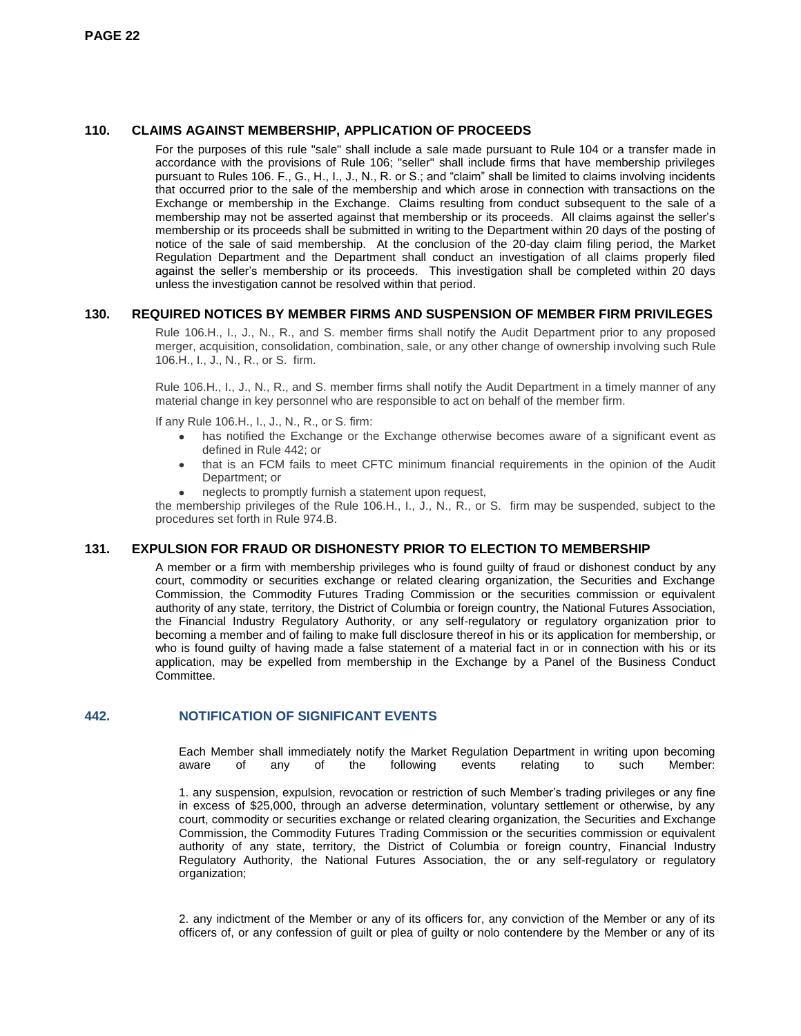### 110. CLAIMS AGAINST MEMBERSHIP, APPLICATION OF PROCEEDS

For the purposes of this rule "sale" shall include a sale made pursuant to Rule 104 or a transfer made in accordance with the provisions of Rule 106; "seller" shall include firms that have membership privileges pursuant to Rules 106. F., G., H., I., J., N., R. or S.; and "claim" shall be limited to claims involving incidents that occurred prior to the sale of the membership and which arose in connection with transactions on the Exchange or membership in the Exchange. Claims resulting from conduct subsequent to the sale of a membership may not be asserted against that membership or its proceeds. All claims against the seller's membership or its proceeds shall be submitted in writing to the Department within 20 days of the posting of notice of the sale of said membership. At the conclusion of the 20-day claim filing period, the Market Regulation Department and the Department shall conduct an investigation of all claims properly filed against the seller's membership or its proceeds. This investigation shall be completed within 20 days unless the investigation cannot be resolved within that period.

### 130. REQUIRED NOTICES BY MEMBER FIRMS AND SUSPENSION OF MEMBER FIRM PRIVILEGES

Rule 106.H., I., J., N., R., and S. member firms shall notify the Audit Department prior to any proposed merger, acquisition, consolidation, combination, sale, or any other change of ownership involving such Rule 106.H., I., J., N., R., or S. firm.

Rule 106.H., I., J., N., R., and S. member firms shall notify the Audit Department in a timely manner of any material change in key personnel who are responsible to act on behalf of the member firm.

If any Rule 106.H., I., J., N., R., or S. firm:

- has notified the Exchange or the Exchange otherwise becomes aware of a significant event as defined in Rule 442; or
- that is an FCM fails to meet CFTC minimum financial requirements in the opinion of the Audit Department; or
- neglects to promptly furnish a statement upon request,

the membership privileges of the Rule 106.H., I., J., N., R., or S. firm may be suspended, subject to the procedures set forth in Rule 974.B.

### 131. EXPULSION FOR FRAUD OR DISHONESTY PRIOR TO ELECTION TO MEMBERSHIP

A member or a firm with membership privileges who is found guilty of fraud or dishonest conduct by any court, commodity or securities exchange or related clearing organization, the Securities and Exchange Commission, the Commodity Futures Trading Commission or the securities commission or equivalent authority of any state, territory, the District of Columbia or foreign country, the National Futures Association, the Financial Industry Regulatory Authority, or any self-regulatory or regulatory organization prior to becoming a member and of failing to make full disclosure thereof in his or its application for membership, or who is found guilty of having made a false statement of a material fact in or in connection with his or its application, may be expelled from membership in the Exchange by a Panel of the Business Conduct Committee.

### 442. NOTIFICATION OF SIGNIFICANT EVENTS

Each Member shall immediately notify the Market Regulation Department in writing upon becoming aware of any of the following events relating to such Member:

1. any suspension, expulsion, revocation or restriction of such Member's trading privileges or any fine in excess of $25,000, through an adverse determination, voluntary settlement or otherwise, by any court, commodity or securities exchange or related clearing organization, the Securities and Exchange Commission, the Commodity Futures Trading Commission or the securities commission or equivalent authority of any state, territory, the District of Columbia or foreign country, Financial Industry Regulatory Authority, the National Futures Association, the or any self-regulatory or regulatory organization;

2. any indictment of the Member or any of its officers for, any conviction of the Member or any of its officers of, or any confession of guilt or plea of guilty or nolo contendere by the Member or any of its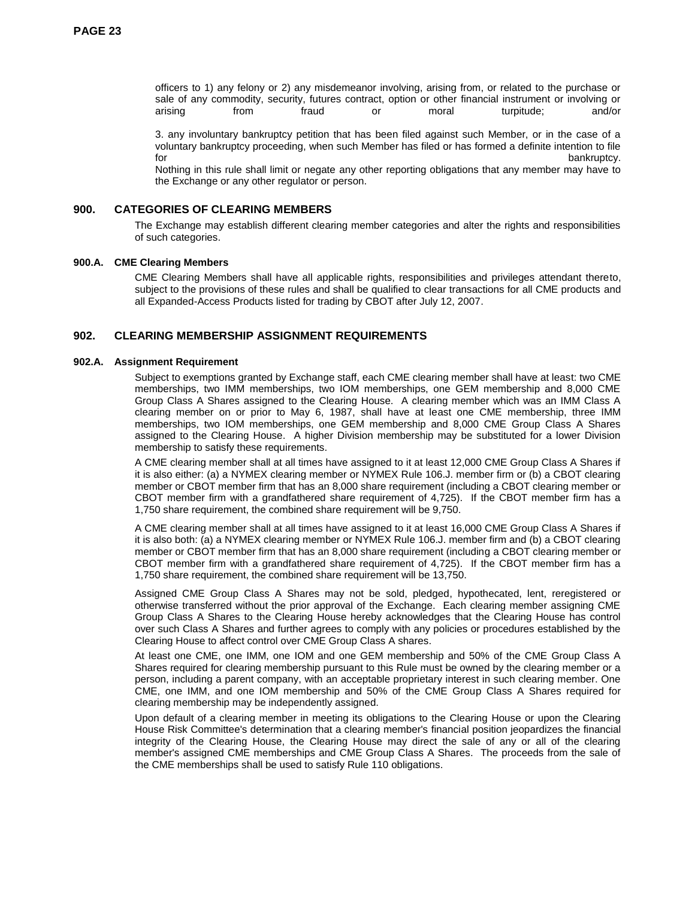officers to 1) any felony or 2) any misdemeanor involving, arising from, or related to the purchase or sale of any commodity, security, futures contract, option or other financial instrument or involving or arising from fraud or moral turpitude; and/or

3. any involuntary bankruptcy petition that has been filed against such Member, or in the case of a voluntary bankruptcy proceeding, when such Member has filed or has formed a definite intention to file for bankruptcy.

Nothing in this rule shall limit or negate any other reporting obligations that any member may have to the Exchange or any other regulator or person.

## 900. CATEGORIES OF CLEARING MEMBERS

The Exchange may establish different clearing member categories and alter the rights and responsibilities of such categories.

### 900.A. CME Clearing Members

CME Clearing Members shall have all applicable rights, responsibilities and privileges attendant thereto, subject to the provisions of these rules and shall be qualified to clear transactions for all CME products and all Expanded-Access Products listed for trading by CBOT after July 12, 2007.

## 902. CLEARING MEMBERSHIP ASSIGNMENT REQUIREMENTS

### 902.A. Assignment Requirement

Subject to exemptions granted by Exchange staff, each CME clearing member shall have at least: two CME memberships, two IMM memberships, two IOM memberships, one GEM membership and 8,000 CME Group Class A Shares assigned to the Clearing House. A clearing member which was an IMM Class A clearing member on or prior to May 6, 1987, shall have at least one CME membership, three IMM memberships, two IOM memberships, one GEM membership and 8,000 CME Group Class A Shares assigned to the Clearing House. A higher Division membership may be substituted for a lower Division membership to satisfy these requirements.

A CME clearing member shall at all times have assigned to it at least 12,000 CME Group Class A Shares if it is also either: (a) a NYMEX clearing member or NYMEX Rule 106.J. member firm or (b) a CBOT clearing member or CBOT member firm that has an 8,000 share requirement (including a CBOT clearing member or CBOT member firm with a grandfathered share requirement of 4,725). If the CBOT member firm has a 1,750 share requirement, the combined share requirement will be 9,750.

A CME clearing member shall at all times have assigned to it at least 16,000 CME Group Class A Shares if it is also both: (a) a NYMEX clearing member or NYMEX Rule 106.J. member firm and (b) a CBOT clearing member or CBOT member firm that has an 8,000 share requirement (including a CBOT clearing member or CBOT member firm with a grandfathered share requirement of 4,725). If the CBOT member firm has a 1,750 share requirement, the combined share requirement will be 13,750.

Assigned CME Group Class A Shares may not be sold, pledged, hypothecated, lent, reregistered or otherwise transferred without the prior approval of the Exchange. Each clearing member assigning CME Group Class A Shares to the Clearing House hereby acknowledges that the Clearing House has control over such Class A Shares and further agrees to comply with any policies or procedures established by the Clearing House to affect control over CME Group Class A shares.

At least one CME, one IMM, one IOM and one GEM membership and 50% of the CME Group Class A Shares required for clearing membership pursuant to this Rule must be owned by the clearing member or a person, including a parent company, with an acceptable proprietary interest in such clearing member. One CME, one IMM, and one IOM membership and 50% of the CME Group Class A Shares required for clearing membership may be independently assigned.

Upon default of a clearing member in meeting its obligations to the Clearing House or upon the Clearing House Risk Committee's determination that a clearing member's financial position jeopardizes the financial integrity of the Clearing House, the Clearing House may direct the sale of any or all of the clearing member's assigned CME memberships and CME Group Class A Shares. The proceeds from the sale of the CME memberships shall be used to satisfy Rule 110 obligations.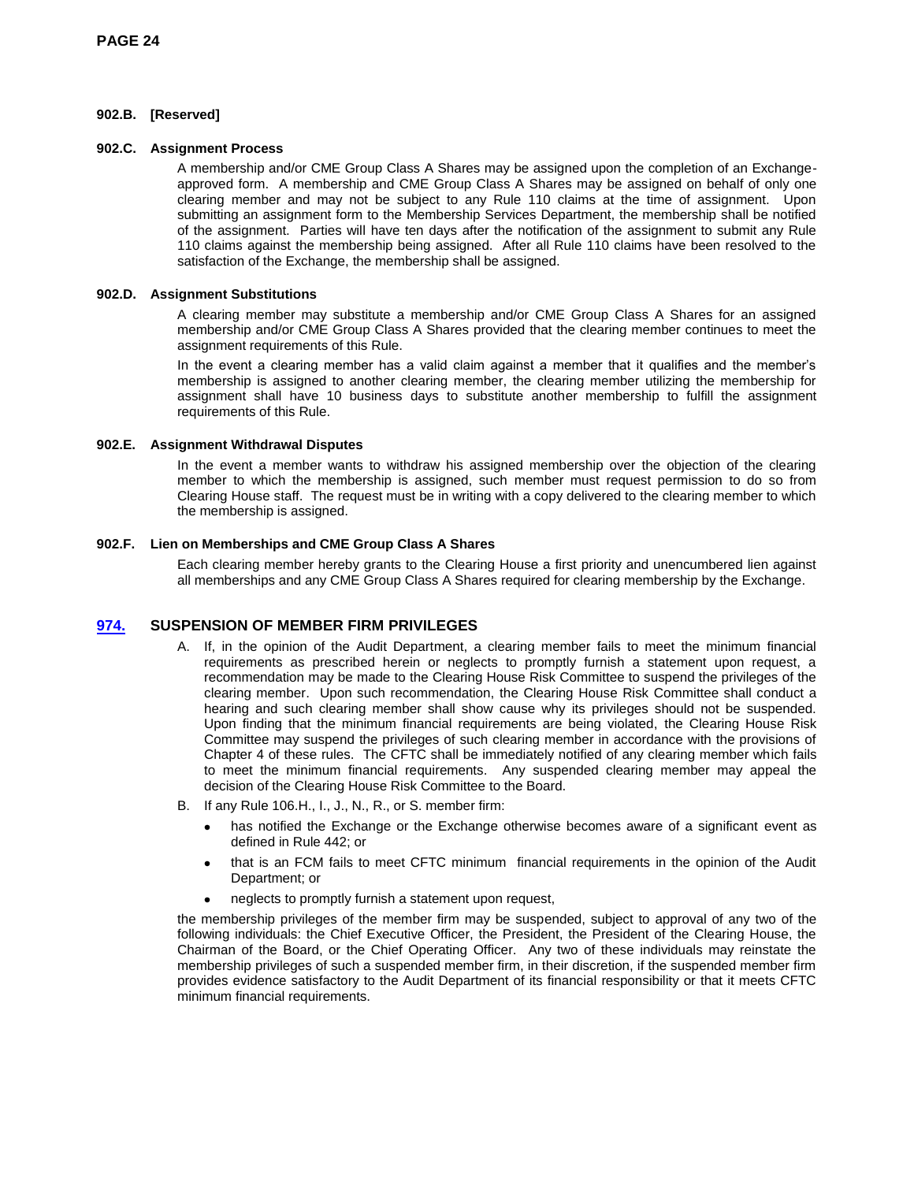#### 902.B. [Reserved]

#### 902.C. Assignment Process

A membership and/or CME Group Class A Shares may be assigned upon the completion of an Exchange-approved form. A membership and CME Group Class A Shares may be assigned on behalf of only one clearing member and may not be subject to any Rule 110 claims at the time of assignment. Upon submitting an assignment form to the Membership Services Department, the membership shall be notified of the assignment. Parties will have ten days after the notification of the assignment to submit any Rule 110 claims against the membership being assigned. After all Rule 110 claims have been resolved to the satisfaction of the Exchange, the membership shall be assigned.

#### 902.D. Assignment Substitutions

A clearing member may substitute a membership and/or CME Group Class A Shares for an assigned membership and/or CME Group Class A Shares provided that the clearing member continues to meet the assignment requirements of this Rule.

In the event a clearing member has a valid claim against a member that it qualifies and the member's membership is assigned to another clearing member, the clearing member utilizing the membership for assignment shall have 10 business days to substitute another membership to fulfill the assignment requirements of this Rule.

#### 902.E. Assignment Withdrawal Disputes

In the event a member wants to withdraw his assigned membership over the objection of the clearing member to which the membership is assigned, such member must request permission to do so from Clearing House staff. The request must be in writing with a copy delivered to the clearing member to which the membership is assigned.

#### 902.F. Lien on Memberships and CME Group Class A Shares

Each clearing member hereby grants to the Clearing House a first priority and unencumbered lien against all memberships and any CME Group Class A Shares required for clearing membership by the Exchange.

### 974. SUSPENSION OF MEMBER FIRM PRIVILEGES

A. If, in the opinion of the Audit Department, a clearing member fails to meet the minimum financial requirements as prescribed herein or neglects to promptly furnish a statement upon request, a recommendation may be made to the Clearing House Risk Committee to suspend the privileges of the clearing member. Upon such recommendation, the Clearing House Risk Committee shall conduct a hearing and such clearing member shall show cause why its privileges should not be suspended. Upon finding that the minimum financial requirements are being violated, the Clearing House Risk Committee may suspend the privileges of such clearing member in accordance with the provisions of Chapter 4 of these rules. The CFTC shall be immediately notified of any clearing member which fails to meet the minimum financial requirements. Any suspended clearing member may appeal the decision of the Clearing House Risk Committee to the Board.

B. If any Rule 106.H., I., J., N., R., or S. member firm:

- has notified the Exchange or the Exchange otherwise becomes aware of a significant event as defined in Rule 442; or
- that is an FCM fails to meet CFTC minimum financial requirements in the opinion of the Audit Department; or
- neglects to promptly furnish a statement upon request,

the membership privileges of the member firm may be suspended, subject to approval of any two of the following individuals: the Chief Executive Officer, the President, the President of the Clearing House, the Chairman of the Board, or the Chief Operating Officer. Any two of these individuals may reinstate the membership privileges of such a suspended member firm, in their discretion, if the suspended member firm provides evidence satisfactory to the Audit Department of its financial responsibility or that it meets CFTC minimum financial requirements.